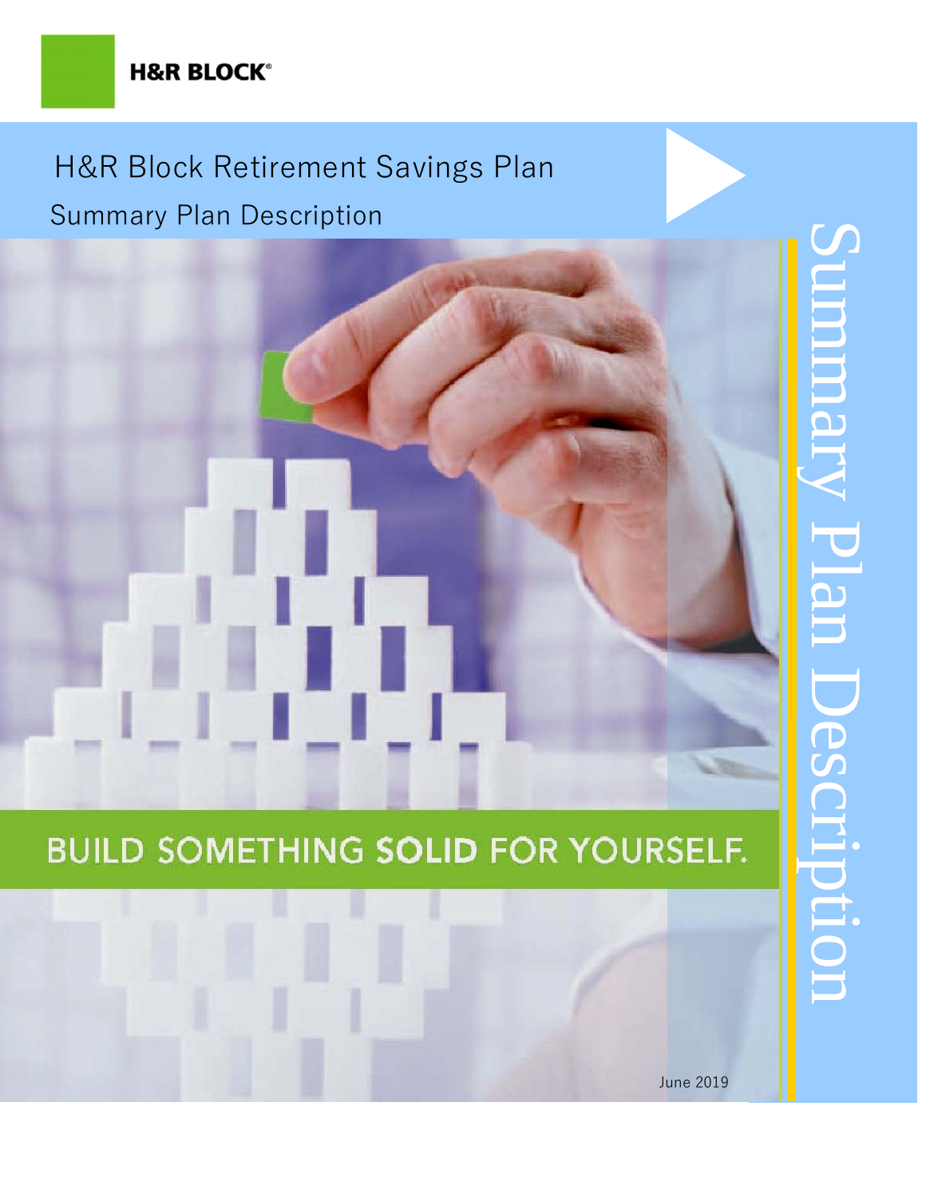H&R BLOCK®

# H&R Block Retirement Savings Plan

## Summary Plan Description

BUILD SOMETHING **SOLID** FOR YOURSELF.

Summary Plan Description

June 2019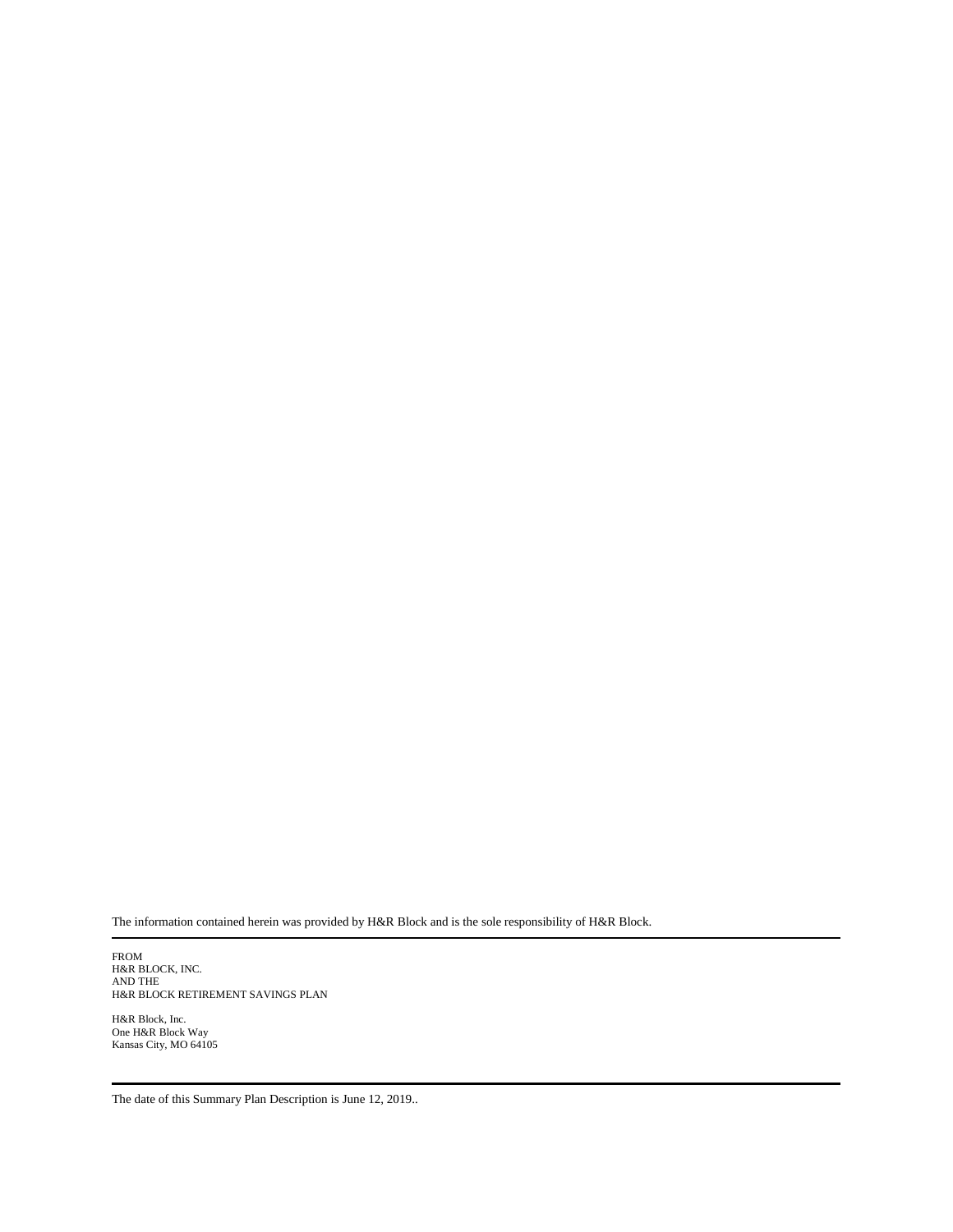The information contained herein was provided by H&R Block and is the sole responsibility of H&R Block.

---

FROM
H&R BLOCK, INC.
AND THE
H&R BLOCK RETIREMENT SAVINGS PLAN

H&R Block, Inc.
One H&R Block Way
Kansas City, MO 64105

---

The date of this Summary Plan Description is June 12, 2019..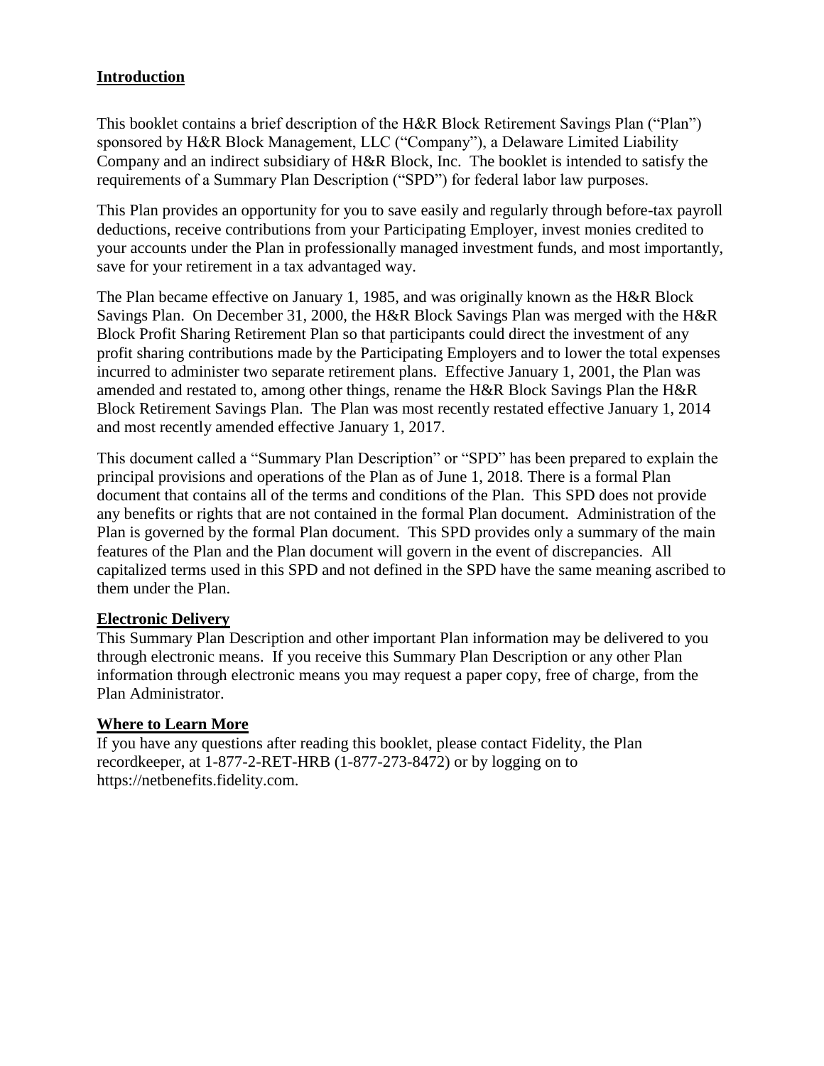## Introduction

This booklet contains a brief description of the H&R Block Retirement Savings Plan ("Plan") sponsored by H&R Block Management, LLC ("Company"), a Delaware Limited Liability Company and an indirect subsidiary of H&R Block, Inc. The booklet is intended to satisfy the requirements of a Summary Plan Description ("SPD") for federal labor law purposes.

This Plan provides an opportunity for you to save easily and regularly through before-tax payroll deductions, receive contributions from your Participating Employer, invest monies credited to your accounts under the Plan in professionally managed investment funds, and most importantly, save for your retirement in a tax advantaged way.

The Plan became effective on January 1, 1985, and was originally known as the H&R Block Savings Plan. On December 31, 2000, the H&R Block Savings Plan was merged with the H&R Block Profit Sharing Retirement Plan so that participants could direct the investment of any profit sharing contributions made by the Participating Employers and to lower the total expenses incurred to administer two separate retirement plans. Effective January 1, 2001, the Plan was amended and restated to, among other things, rename the H&R Block Savings Plan the H&R Block Retirement Savings Plan. The Plan was most recently restated effective January 1, 2014 and most recently amended effective January 1, 2017.

This document called a "Summary Plan Description" or "SPD" has been prepared to explain the principal provisions and operations of the Plan as of June 1, 2018. There is a formal Plan document that contains all of the terms and conditions of the Plan. This SPD does not provide any benefits or rights that are not contained in the formal Plan document. Administration of the Plan is governed by the formal Plan document. This SPD provides only a summary of the main features of the Plan and the Plan document will govern in the event of discrepancies. All capitalized terms used in this SPD and not defined in the SPD have the same meaning ascribed to them under the Plan.

### Electronic Delivery

This Summary Plan Description and other important Plan information may be delivered to you through electronic means. If you receive this Summary Plan Description or any other Plan information through electronic means you may request a paper copy, free of charge, from the Plan Administrator.

### Where to Learn More

If you have any questions after reading this booklet, please contact Fidelity, the Plan recordkeeper, at 1-877-2-RET-HRB (1-877-273-8472) or by logging on to https://netbenefits.fidelity.com.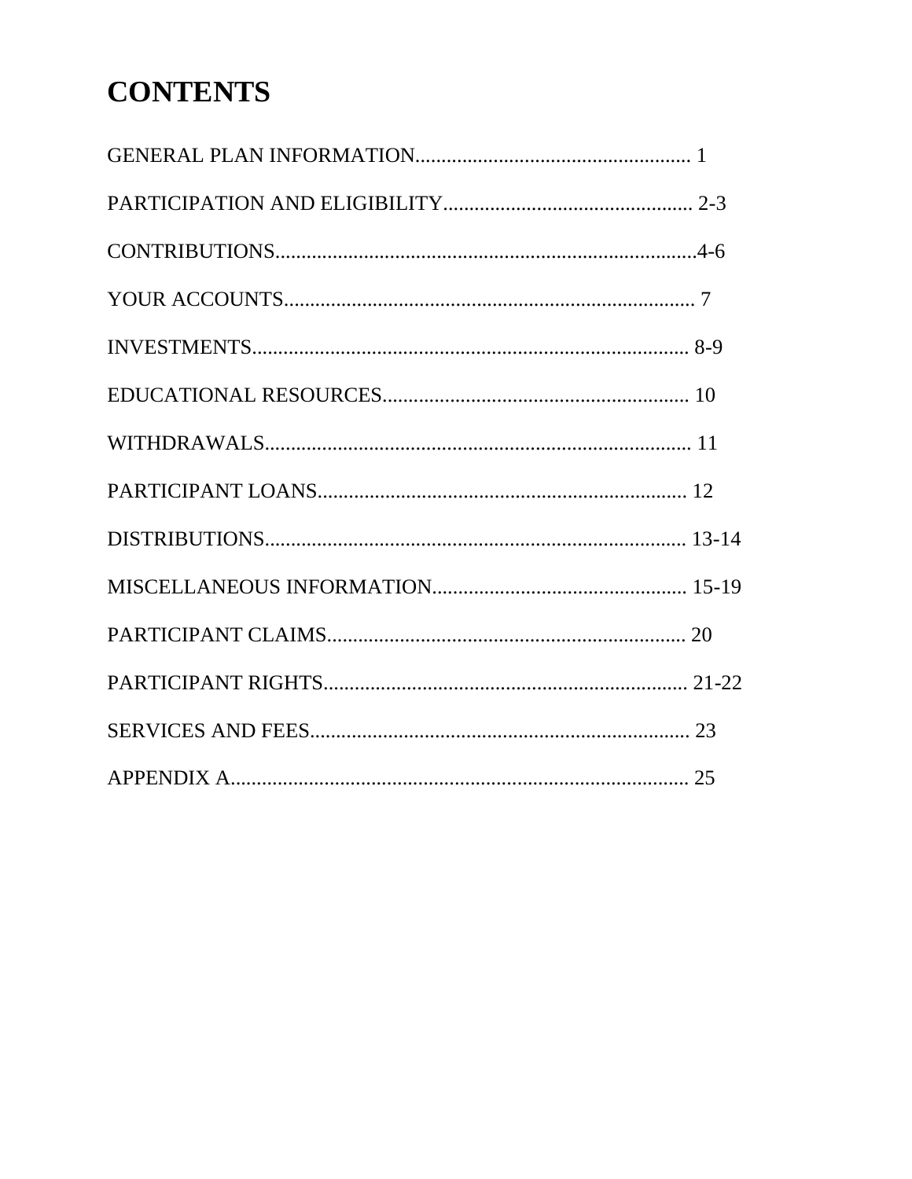# CONTENTS

GENERAL PLAN INFORMATION..................................................... 1

PARTICIPATION AND ELIGIBILITY................................................ 2-3

CONTRIBUTIONS.................................................................................4-6

YOUR ACCOUNTS............................................................................... 7

INVESTMENTS..................................................................................... 8-9

EDUCATIONAL RESOURCES........................................................... 10

WITHDRAWALS.................................................................................. 11

PARTICIPANT LOANS....................................................................... 12

DISTRIBUTIONS................................................................................. 13-14

MISCELLANEOUS INFORMATION................................................. 15-19

PARTICIPANT CLAIMS..................................................................... 20

PARTICIPANT RIGHTS...................................................................... 21-22

SERVICES AND FEES......................................................................... 23

APPENDIX A......................................................................................... 25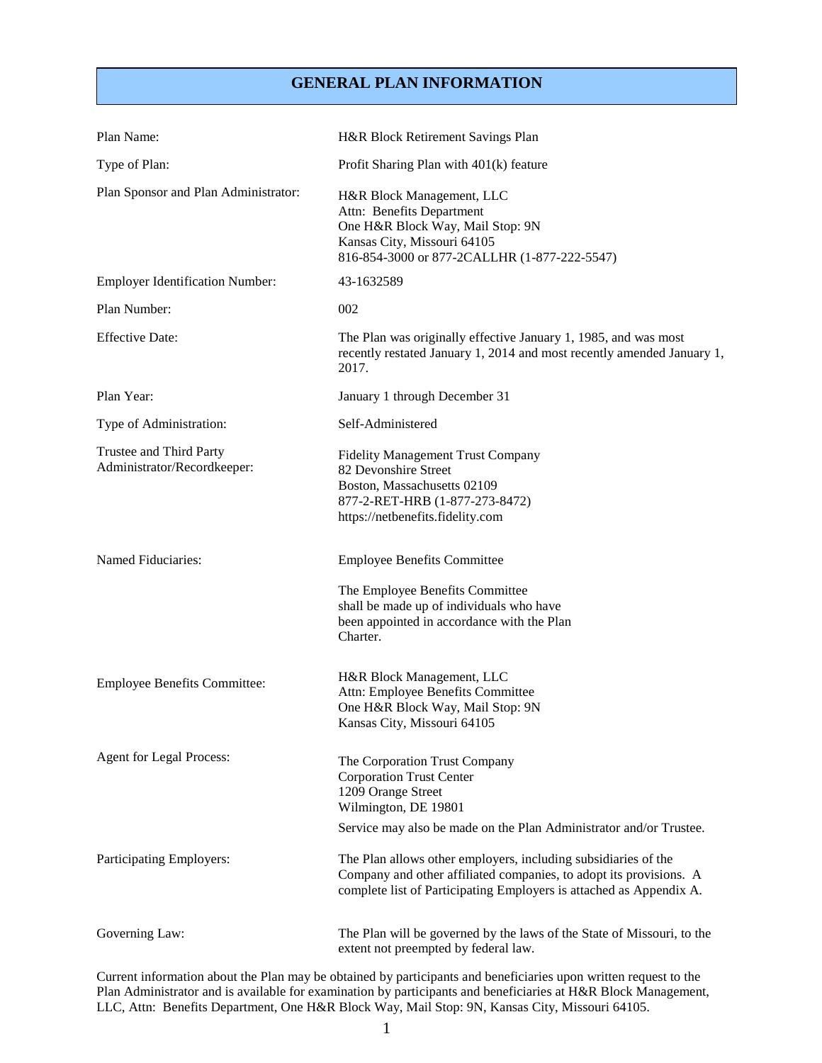# GENERAL PLAN INFORMATION

| | |
|---|---|
| Plan Name: | H&R Block Retirement Savings Plan |
| Type of Plan: | Profit Sharing Plan with 401(k) feature |
| Plan Sponsor and Plan Administrator: | H&R Block Management, LLC<br>Attn: Benefits Department<br>One H&R Block Way, Mail Stop: 9N<br>Kansas City, Missouri 64105<br>816-854-3000 or 877-2CALLHR (1-877-222-5547) |
| Employer Identification Number: | 43-1632589 |
| Plan Number: | 002 |
| Effective Date: | The Plan was originally effective January 1, 1985, and was most recently restated January 1, 2014 and most recently amended January 1, 2017. |
| Plan Year: | January 1 through December 31 |
| Type of Administration: | Self-Administered |
| Trustee and Third Party Administrator/Recordkeeper: | Fidelity Management Trust Company<br>82 Devonshire Street<br>Boston, Massachusetts 02109<br>877-2-RET-HRB (1-877-273-8472)<br>https://netbenefits.fidelity.com |
| Named Fiduciaries: | Employee Benefits Committee<br><br>The Employee Benefits Committee shall be made up of individuals who have been appointed in accordance with the Plan Charter. |
| Employee Benefits Committee: | H&R Block Management, LLC<br>Attn: Employee Benefits Committee<br>One H&R Block Way, Mail Stop: 9N<br>Kansas City, Missouri 64105 |
| Agent for Legal Process: | The Corporation Trust Company<br>Corporation Trust Center<br>1209 Orange Street<br>Wilmington, DE 19801<br><br>Service may also be made on the Plan Administrator and/or Trustee. |
| Participating Employers: | The Plan allows other employers, including subsidiaries of the Company and other affiliated companies, to adopt its provisions. A complete list of Participating Employers is attached as Appendix A. |
| Governing Law: | The Plan will be governed by the laws of the State of Missouri, to the extent not preempted by federal law. |

Current information about the Plan may be obtained by participants and beneficiaries upon written request to the Plan Administrator and is available for examination by participants and beneficiaries at H&R Block Management, LLC, Attn: Benefits Department, One H&R Block Way, Mail Stop: 9N, Kansas City, Missouri 64105.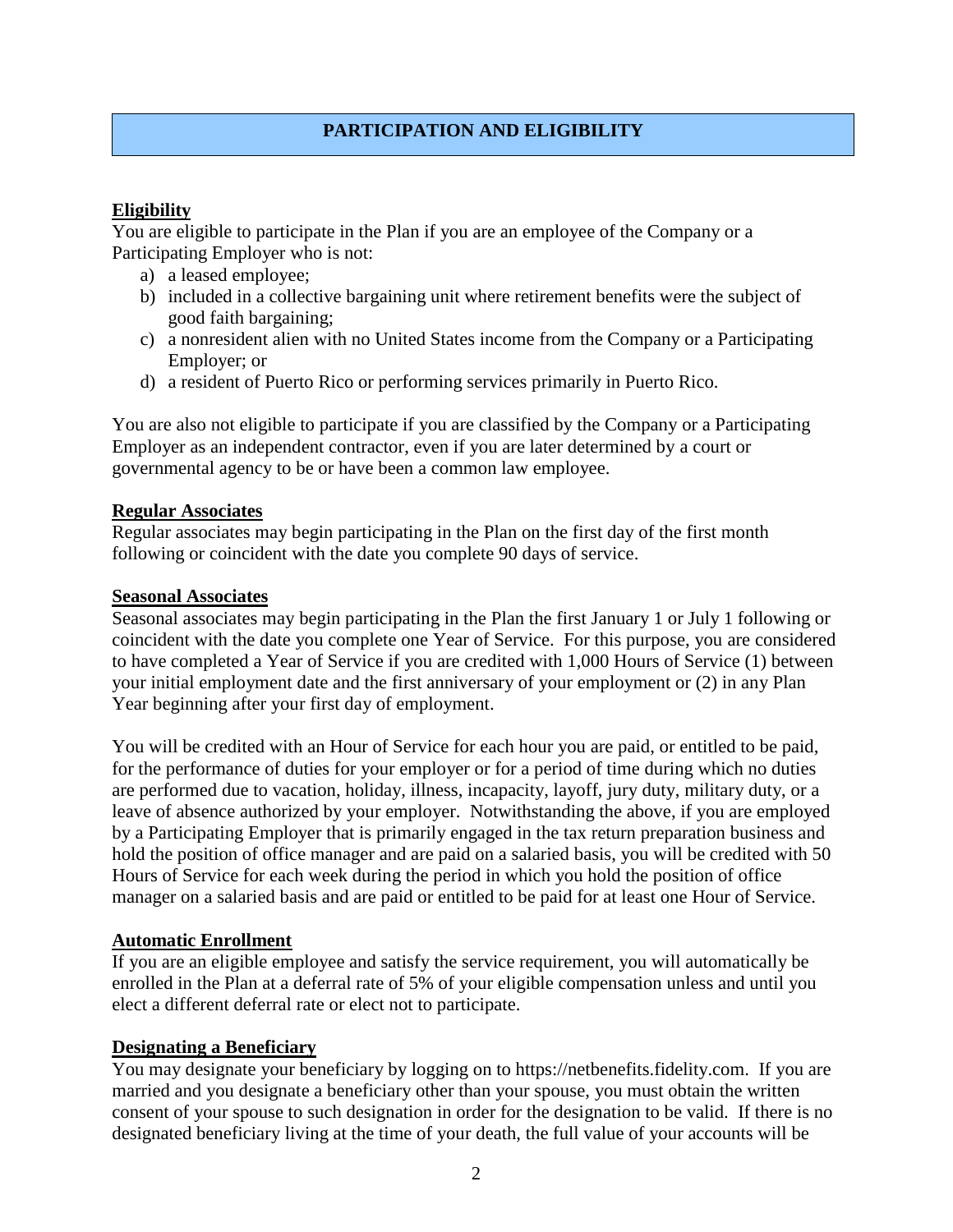## PARTICIPATION AND ELIGIBILITY

**Eligibility**

You are eligible to participate in the Plan if you are an employee of the Company or a Participating Employer who is not:

a) a leased employee;
b) included in a collective bargaining unit where retirement benefits were the subject of good faith bargaining;
c) a nonresident alien with no United States income from the Company or a Participating Employer; or
d) a resident of Puerto Rico or performing services primarily in Puerto Rico.

You are also not eligible to participate if you are classified by the Company or a Participating Employer as an independent contractor, even if you are later determined by a court or governmental agency to be or have been a common law employee.

**Regular Associates**

Regular associates may begin participating in the Plan on the first day of the first month following or coincident with the date you complete 90 days of service.

**Seasonal Associates**

Seasonal associates may begin participating in the Plan the first January 1 or July 1 following or coincident with the date you complete one Year of Service. For this purpose, you are considered to have completed a Year of Service if you are credited with 1,000 Hours of Service (1) between your initial employment date and the first anniversary of your employment or (2) in any Plan Year beginning after your first day of employment.

You will be credited with an Hour of Service for each hour you are paid, or entitled to be paid, for the performance of duties for your employer or for a period of time during which no duties are performed due to vacation, holiday, illness, incapacity, layoff, jury duty, military duty, or a leave of absence authorized by your employer. Notwithstanding the above, if you are employed by a Participating Employer that is primarily engaged in the tax return preparation business and hold the position of office manager and are paid on a salaried basis, you will be credited with 50 Hours of Service for each week during the period in which you hold the position of office manager on a salaried basis and are paid or entitled to be paid for at least one Hour of Service.

**Automatic Enrollment**

If you are an eligible employee and satisfy the service requirement, you will automatically be enrolled in the Plan at a deferral rate of 5% of your eligible compensation unless and until you elect a different deferral rate or elect not to participate.

**Designating a Beneficiary**

You may designate your beneficiary by logging on to https://netbenefits.fidelity.com. If you are married and you designate a beneficiary other than your spouse, you must obtain the written consent of your spouse to such designation in order for the designation to be valid. If there is no designated beneficiary living at the time of your death, the full value of your accounts will be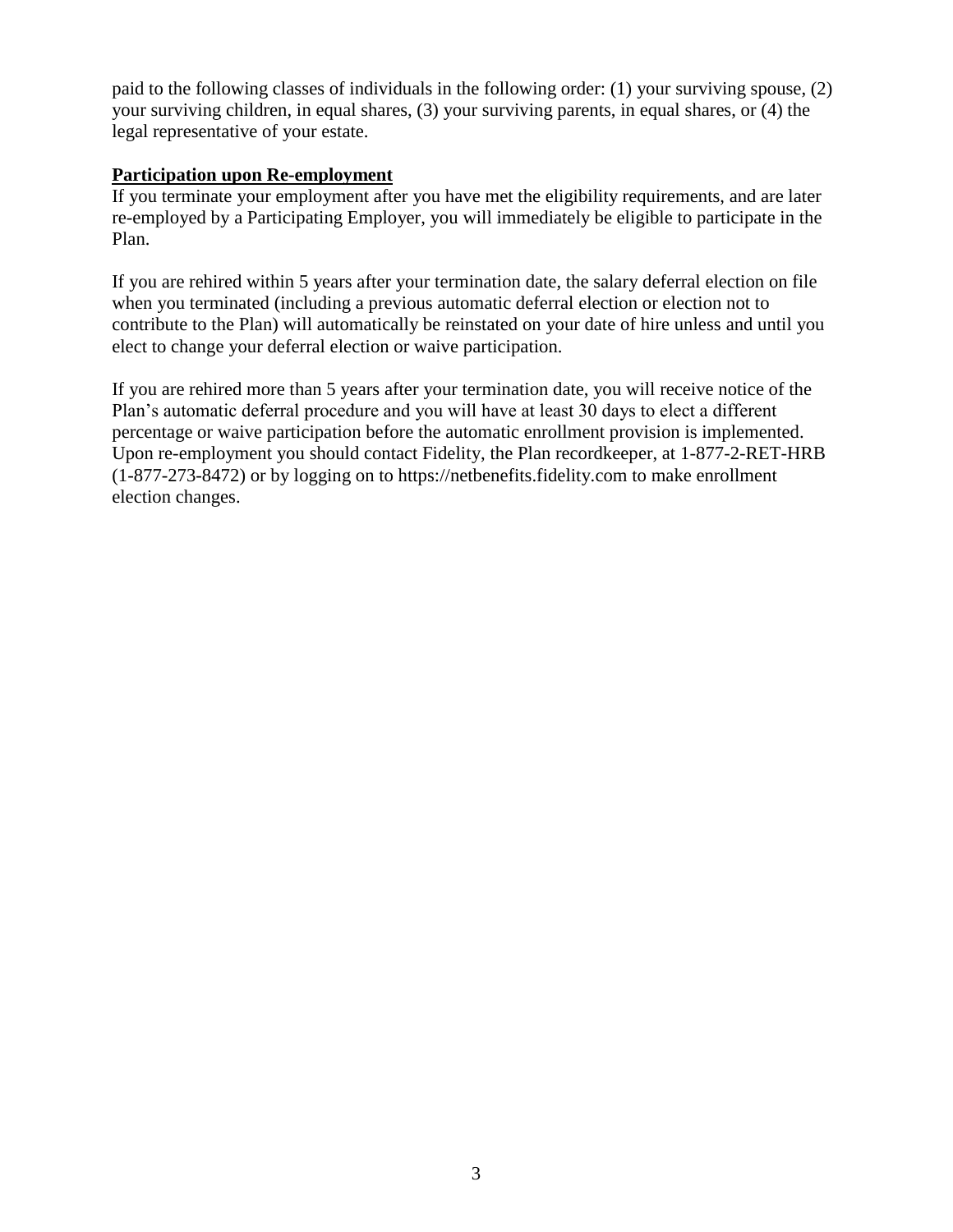paid to the following classes of individuals in the following order: (1) your surviving spouse, (2) your surviving children, in equal shares, (3) your surviving parents, in equal shares, or (4) the legal representative of your estate.

**Participation upon Re-employment**

If you terminate your employment after you have met the eligibility requirements, and are later re-employed by a Participating Employer, you will immediately be eligible to participate in the Plan.

If you are rehired within 5 years after your termination date, the salary deferral election on file when you terminated (including a previous automatic deferral election or election not to contribute to the Plan) will automatically be reinstated on your date of hire unless and until you elect to change your deferral election or waive participation.

If you are rehired more than 5 years after your termination date, you will receive notice of the Plan's automatic deferral procedure and you will have at least 30 days to elect a different percentage or waive participation before the automatic enrollment provision is implemented. Upon re-employment you should contact Fidelity, the Plan recordkeeper, at 1-877-2-RET-HRB (1-877-273-8472) or by logging on to https://netbenefits.fidelity.com to make enrollment election changes.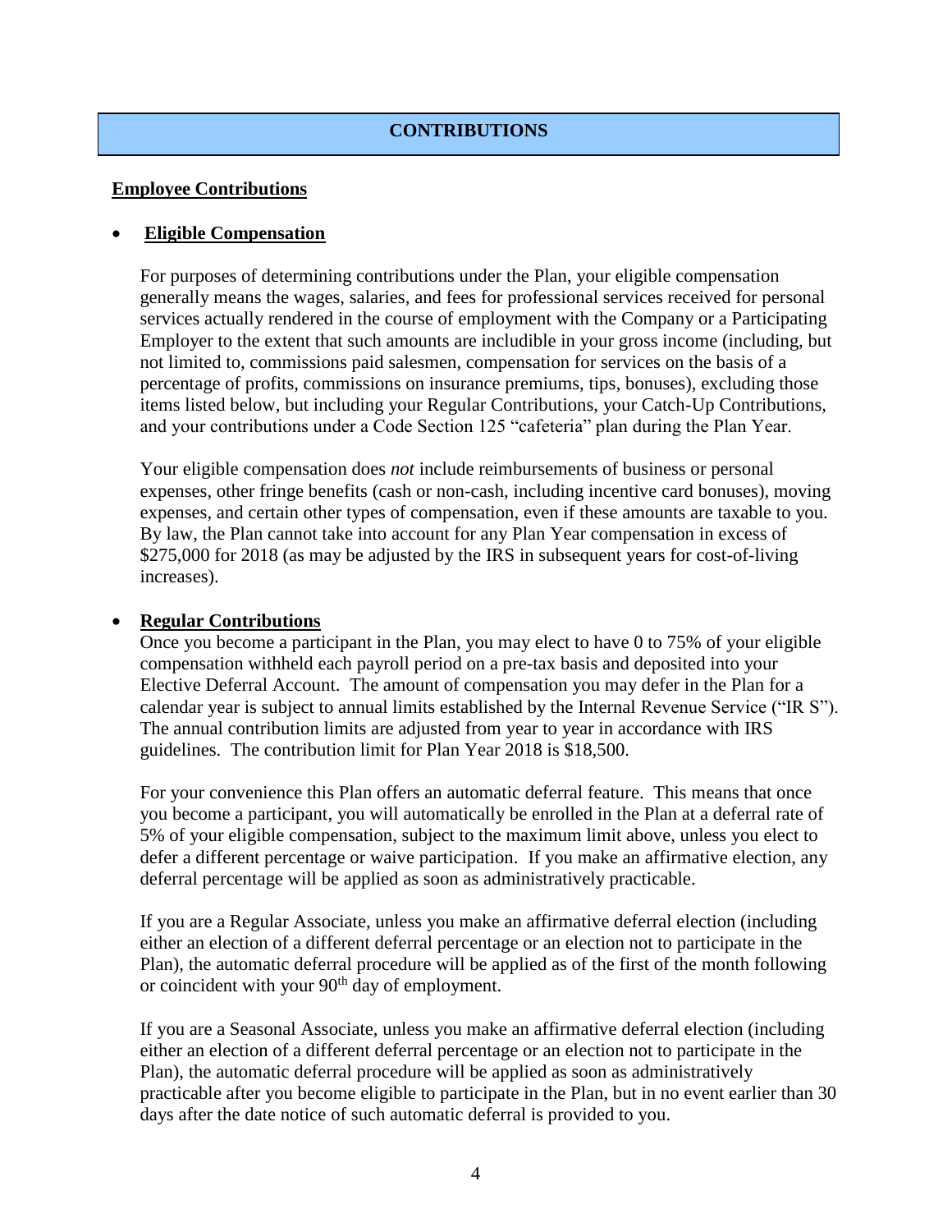## CONTRIBUTIONS

### Employee Contributions

- **Eligible Compensation**

  For purposes of determining contributions under the Plan, your eligible compensation generally means the wages, salaries, and fees for professional services received for personal services actually rendered in the course of employment with the Company or a Participating Employer to the extent that such amounts are includible in your gross income (including, but not limited to, commissions paid salesmen, compensation for services on the basis of a percentage of profits, commissions on insurance premiums, tips, bonuses), excluding those items listed below, but including your Regular Contributions, your Catch-Up Contributions, and your contributions under a Code Section 125 "cafeteria" plan during the Plan Year.

  Your eligible compensation does *not* include reimbursements of business or personal expenses, other fringe benefits (cash or non-cash, including incentive card bonuses), moving expenses, and certain other types of compensation, even if these amounts are taxable to you. By law, the Plan cannot take into account for any Plan Year compensation in excess of $275,000 for 2018 (as may be adjusted by the IRS in subsequent years for cost-of-living increases).

- **Regular Contributions**

  Once you become a participant in the Plan, you may elect to have 0 to 75% of your eligible compensation withheld each payroll period on a pre-tax basis and deposited into your Elective Deferral Account. The amount of compensation you may defer in the Plan for a calendar year is subject to annual limits established by the Internal Revenue Service ("IR S"). The annual contribution limits are adjusted from year to year in accordance with IRS guidelines. The contribution limit for Plan Year 2018 is $18,500.

  For your convenience this Plan offers an automatic deferral feature. This means that once you become a participant, you will automatically be enrolled in the Plan at a deferral rate of 5% of your eligible compensation, subject to the maximum limit above, unless you elect to defer a different percentage or waive participation. If you make an affirmative election, any deferral percentage will be applied as soon as administratively practicable.

  If you are a Regular Associate, unless you make an affirmative deferral election (including either an election of a different deferral percentage or an election not to participate in the Plan), the automatic deferral procedure will be applied as of the first of the month following or coincident with your 90th day of employment.

  If you are a Seasonal Associate, unless you make an affirmative deferral election (including either an election of a different deferral percentage or an election not to participate in the Plan), the automatic deferral procedure will be applied as soon as administratively practicable after you become eligible to participate in the Plan, but in no event earlier than 30 days after the date notice of such automatic deferral is provided to you.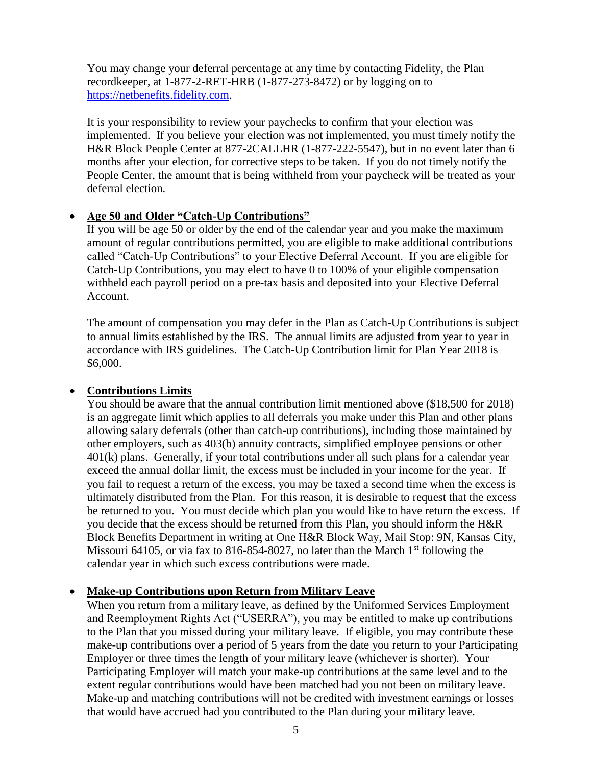You may change your deferral percentage at any time by contacting Fidelity, the Plan recordkeeper, at 1-877-2-RET-HRB (1-877-273-8472) or by logging on to https://netbenefits.fidelity.com.

It is your responsibility to review your paychecks to confirm that your election was implemented. If you believe your election was not implemented, you must timely notify the H&R Block People Center at 877-2CALLHR (1-877-222-5547), but in no event later than 6 months after your election, for corrective steps to be taken. If you do not timely notify the People Center, the amount that is being withheld from your paycheck will be treated as your deferral election.

- **Age 50 and Older "Catch-Up Contributions"**

  If you will be age 50 or older by the end of the calendar year and you make the maximum amount of regular contributions permitted, you are eligible to make additional contributions called "Catch-Up Contributions" to your Elective Deferral Account. If you are eligible for Catch-Up Contributions, you may elect to have 0 to 100% of your eligible compensation withheld each payroll period on a pre-tax basis and deposited into your Elective Deferral Account.

  The amount of compensation you may defer in the Plan as Catch-Up Contributions is subject to annual limits established by the IRS. The annual limits are adjusted from year to year in accordance with IRS guidelines. The Catch-Up Contribution limit for Plan Year 2018 is $6,000.

- **Contributions Limits**

  You should be aware that the annual contribution limit mentioned above ($18,500 for 2018) is an aggregate limit which applies to all deferrals you make under this Plan and other plans allowing salary deferrals (other than catch-up contributions), including those maintained by other employers, such as 403(b) annuity contracts, simplified employee pensions or other 401(k) plans. Generally, if your total contributions under all such plans for a calendar year exceed the annual dollar limit, the excess must be included in your income for the year. If you fail to request a return of the excess, you may be taxed a second time when the excess is ultimately distributed from the Plan. For this reason, it is desirable to request that the excess be returned to you. You must decide which plan you would like to have return the excess. If you decide that the excess should be returned from this Plan, you should inform the H&R Block Benefits Department in writing at One H&R Block Way, Mail Stop: 9N, Kansas City, Missouri 64105, or via fax to 816-854-8027, no later than the March 1st following the calendar year in which such excess contributions were made.

- **Make-up Contributions upon Return from Military Leave**

  When you return from a military leave, as defined by the Uniformed Services Employment and Reemployment Rights Act ("USERRA"), you may be entitled to make up contributions to the Plan that you missed during your military leave. If eligible, you may contribute these make-up contributions over a period of 5 years from the date you return to your Participating Employer or three times the length of your military leave (whichever is shorter). Your Participating Employer will match your make-up contributions at the same level and to the extent regular contributions would have been matched had you not been on military leave. Make-up and matching contributions will not be credited with investment earnings or losses that would have accrued had you contributed to the Plan during your military leave.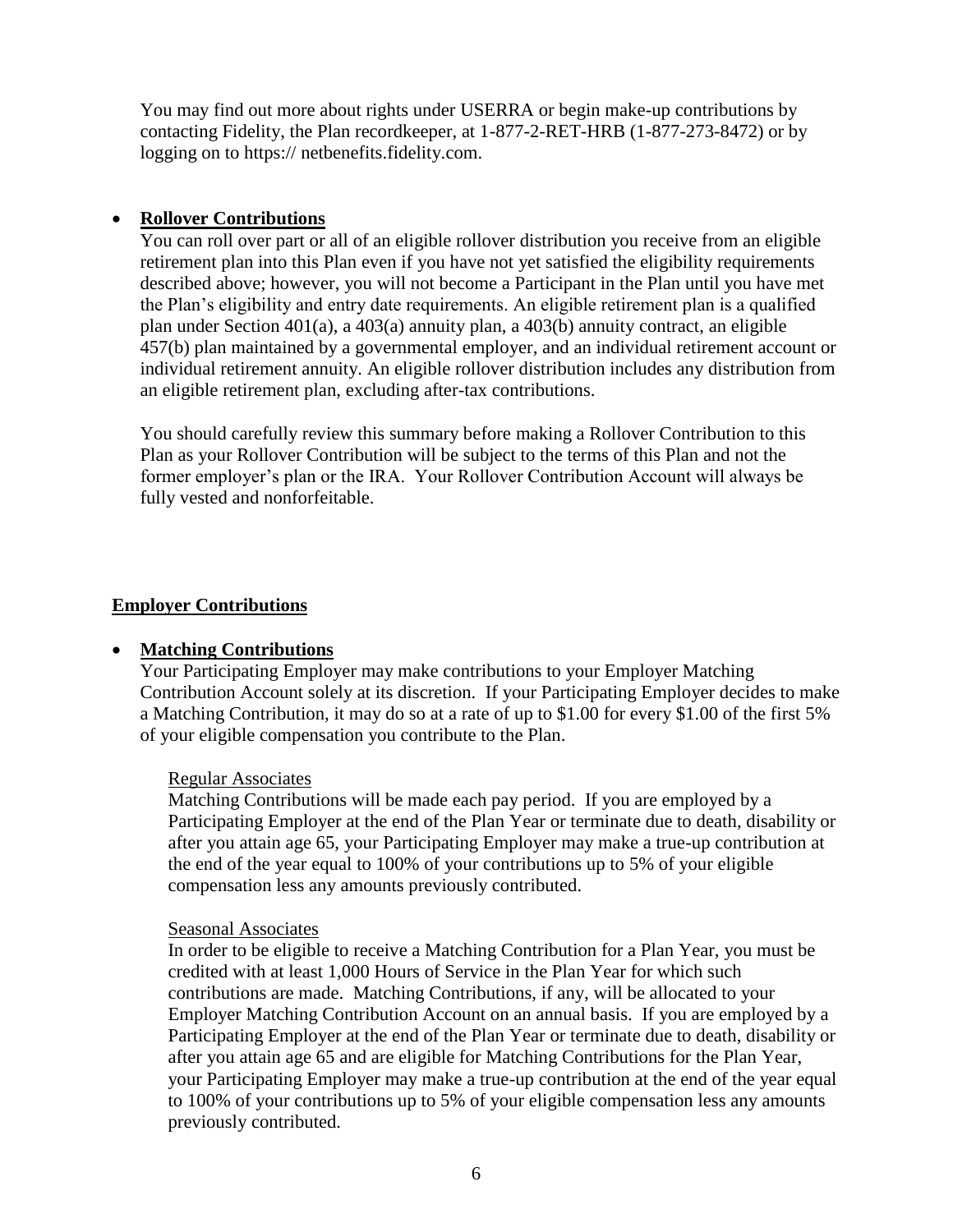You may find out more about rights under USERRA or begin make-up contributions by contacting Fidelity, the Plan recordkeeper, at 1-877-2-RET-HRB (1-877-273-8472) or by logging on to https:// netbenefits.fidelity.com.

- **Rollover Contributions**

  You can roll over part or all of an eligible rollover distribution you receive from an eligible retirement plan into this Plan even if you have not yet satisfied the eligibility requirements described above; however, you will not become a Participant in the Plan until you have met the Plan's eligibility and entry date requirements. An eligible retirement plan is a qualified plan under Section 401(a), a 403(a) annuity plan, a 403(b) annuity contract, an eligible 457(b) plan maintained by a governmental employer, and an individual retirement account or individual retirement annuity. An eligible rollover distribution includes any distribution from an eligible retirement plan, excluding after-tax contributions.

  You should carefully review this summary before making a Rollover Contribution to this Plan as your Rollover Contribution will be subject to the terms of this Plan and not the former employer's plan or the IRA. Your Rollover Contribution Account will always be fully vested and nonforfeitable.

## Employer Contributions

- **Matching Contributions**

  Your Participating Employer may make contributions to your Employer Matching Contribution Account solely at its discretion. If your Participating Employer decides to make a Matching Contribution, it may do so at a rate of up to $1.00 for every $1.00 of the first 5% of your eligible compensation you contribute to the Plan.

  Regular Associates

  Matching Contributions will be made each pay period. If you are employed by a Participating Employer at the end of the Plan Year or terminate due to death, disability or after you attain age 65, your Participating Employer may make a true-up contribution at the end of the year equal to 100% of your contributions up to 5% of your eligible compensation less any amounts previously contributed.

  Seasonal Associates

  In order to be eligible to receive a Matching Contribution for a Plan Year, you must be credited with at least 1,000 Hours of Service in the Plan Year for which such contributions are made. Matching Contributions, if any, will be allocated to your Employer Matching Contribution Account on an annual basis. If you are employed by a Participating Employer at the end of the Plan Year or terminate due to death, disability or after you attain age 65 and are eligible for Matching Contributions for the Plan Year, your Participating Employer may make a true-up contribution at the end of the year equal to 100% of your contributions up to 5% of your eligible compensation less any amounts previously contributed.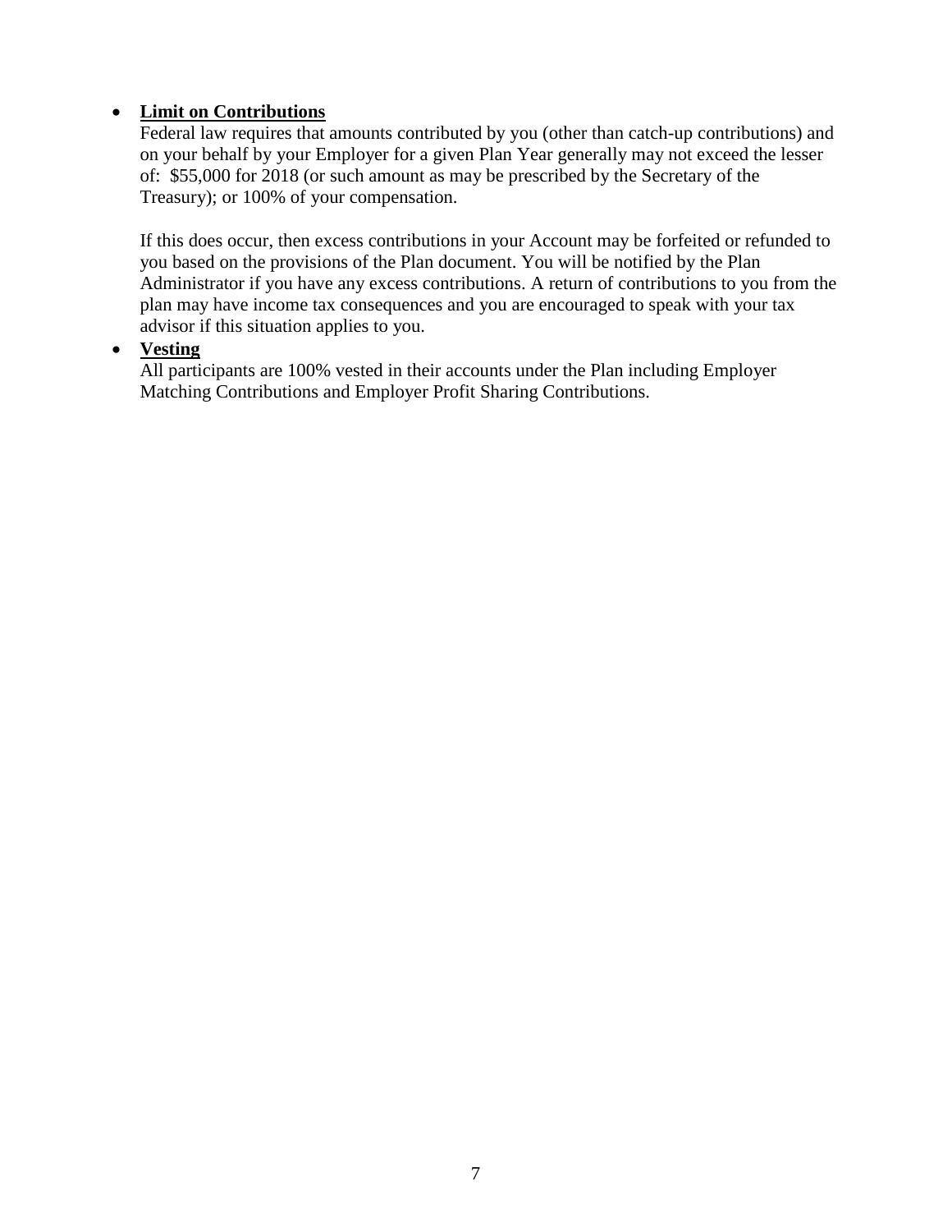- **<u>Limit on Contributions</u>**
  Federal law requires that amounts contributed by you (other than catch-up contributions) and on your behalf by your Employer for a given Plan Year generally may not exceed the lesser of: $55,000 for 2018 (or such amount as may be prescribed by the Secretary of the Treasury); or 100% of your compensation.

  If this does occur, then excess contributions in your Account may be forfeited or refunded to you based on the provisions of the Plan document. You will be notified by the Plan Administrator if you have any excess contributions. A return of contributions to you from the plan may have income tax consequences and you are encouraged to speak with your tax advisor if this situation applies to you.
- **<u>Vesting</u>**
  All participants are 100% vested in their accounts under the Plan including Employer Matching Contributions and Employer Profit Sharing Contributions.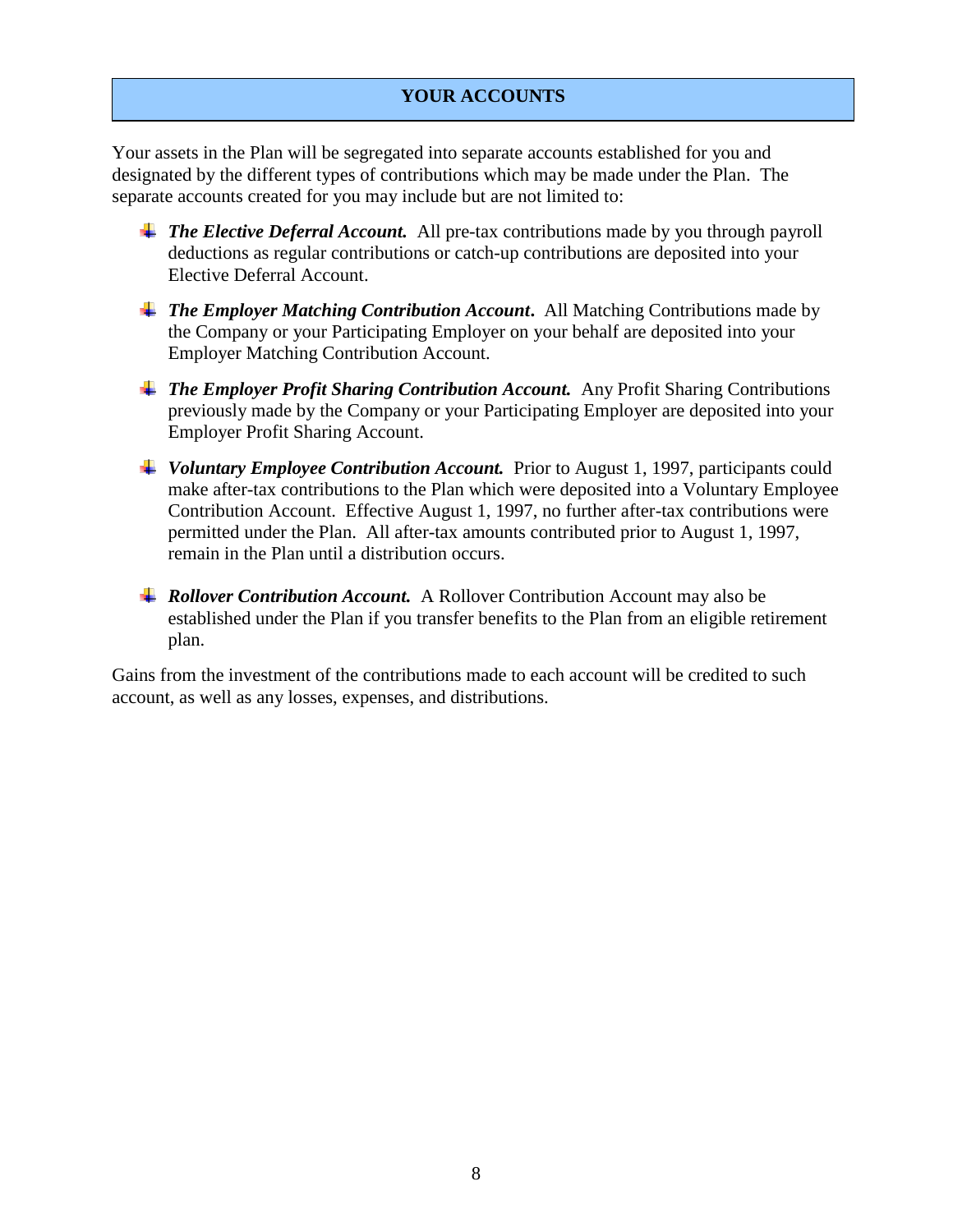## YOUR ACCOUNTS

Your assets in the Plan will be segregated into separate accounts established for you and designated by the different types of contributions which may be made under the Plan. The separate accounts created for you may include but are not limited to:

- ***The Elective Deferral Account.*** All pre-tax contributions made by you through payroll deductions as regular contributions or catch-up contributions are deposited into your Elective Deferral Account.

- ***The Employer Matching Contribution Account*.** All Matching Contributions made by the Company or your Participating Employer on your behalf are deposited into your Employer Matching Contribution Account.

- ***The Employer Profit Sharing Contribution Account.*** Any Profit Sharing Contributions previously made by the Company or your Participating Employer are deposited into your Employer Profit Sharing Account.

- ***Voluntary Employee Contribution Account.*** Prior to August 1, 1997, participants could make after-tax contributions to the Plan which were deposited into a Voluntary Employee Contribution Account. Effective August 1, 1997, no further after-tax contributions were permitted under the Plan. All after-tax amounts contributed prior to August 1, 1997, remain in the Plan until a distribution occurs.

- ***Rollover Contribution Account.*** A Rollover Contribution Account may also be established under the Plan if you transfer benefits to the Plan from an eligible retirement plan.

Gains from the investment of the contributions made to each account will be credited to such account, as well as any losses, expenses, and distributions.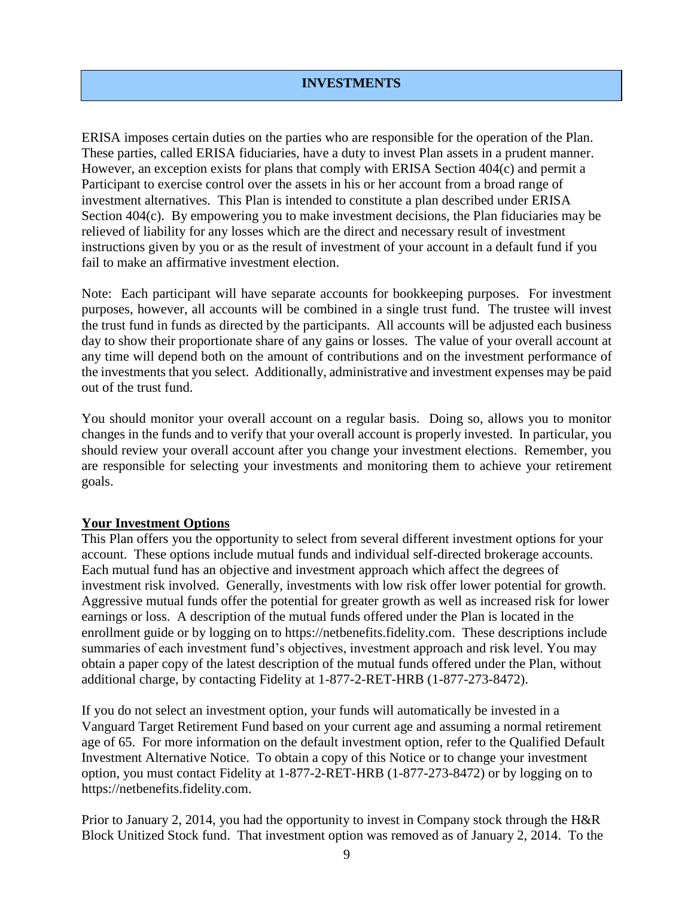## INVESTMENTS

ERISA imposes certain duties on the parties who are responsible for the operation of the Plan. These parties, called ERISA fiduciaries, have a duty to invest Plan assets in a prudent manner. However, an exception exists for plans that comply with ERISA Section 404(c) and permit a Participant to exercise control over the assets in his or her account from a broad range of investment alternatives. This Plan is intended to constitute a plan described under ERISA Section 404(c). By empowering you to make investment decisions, the Plan fiduciaries may be relieved of liability for any losses which are the direct and necessary result of investment instructions given by you or as the result of investment of your account in a default fund if you fail to make an affirmative investment election.

Note: Each participant will have separate accounts for bookkeeping purposes. For investment purposes, however, all accounts will be combined in a single trust fund. The trustee will invest the trust fund in funds as directed by the participants. All accounts will be adjusted each business day to show their proportionate share of any gains or losses. The value of your overall account at any time will depend both on the amount of contributions and on the investment performance of the investments that you select. Additionally, administrative and investment expenses may be paid out of the trust fund.

You should monitor your overall account on a regular basis. Doing so, allows you to monitor changes in the funds and to verify that your overall account is properly invested. In particular, you should review your overall account after you change your investment elections. Remember, you are responsible for selecting your investments and monitoring them to achieve your retirement goals.

**Your Investment Options**

This Plan offers you the opportunity to select from several different investment options for your account. These options include mutual funds and individual self-directed brokerage accounts. Each mutual fund has an objective and investment approach which affect the degrees of investment risk involved. Generally, investments with low risk offer lower potential for growth. Aggressive mutual funds offer the potential for greater growth as well as increased risk for lower earnings or loss. A description of the mutual funds offered under the Plan is located in the enrollment guide or by logging on to https://netbenefits.fidelity.com. These descriptions include summaries of each investment fund's objectives, investment approach and risk level. You may obtain a paper copy of the latest description of the mutual funds offered under the Plan, without additional charge, by contacting Fidelity at 1-877-2-RET-HRB (1-877-273-8472).

If you do not select an investment option, your funds will automatically be invested in a Vanguard Target Retirement Fund based on your current age and assuming a normal retirement age of 65. For more information on the default investment option, refer to the Qualified Default Investment Alternative Notice. To obtain a copy of this Notice or to change your investment option, you must contact Fidelity at 1-877-2-RET-HRB (1-877-273-8472) or by logging on to https://netbenefits.fidelity.com.

Prior to January 2, 2014, you had the opportunity to invest in Company stock through the H&R Block Unitized Stock fund. That investment option was removed as of January 2, 2014. To the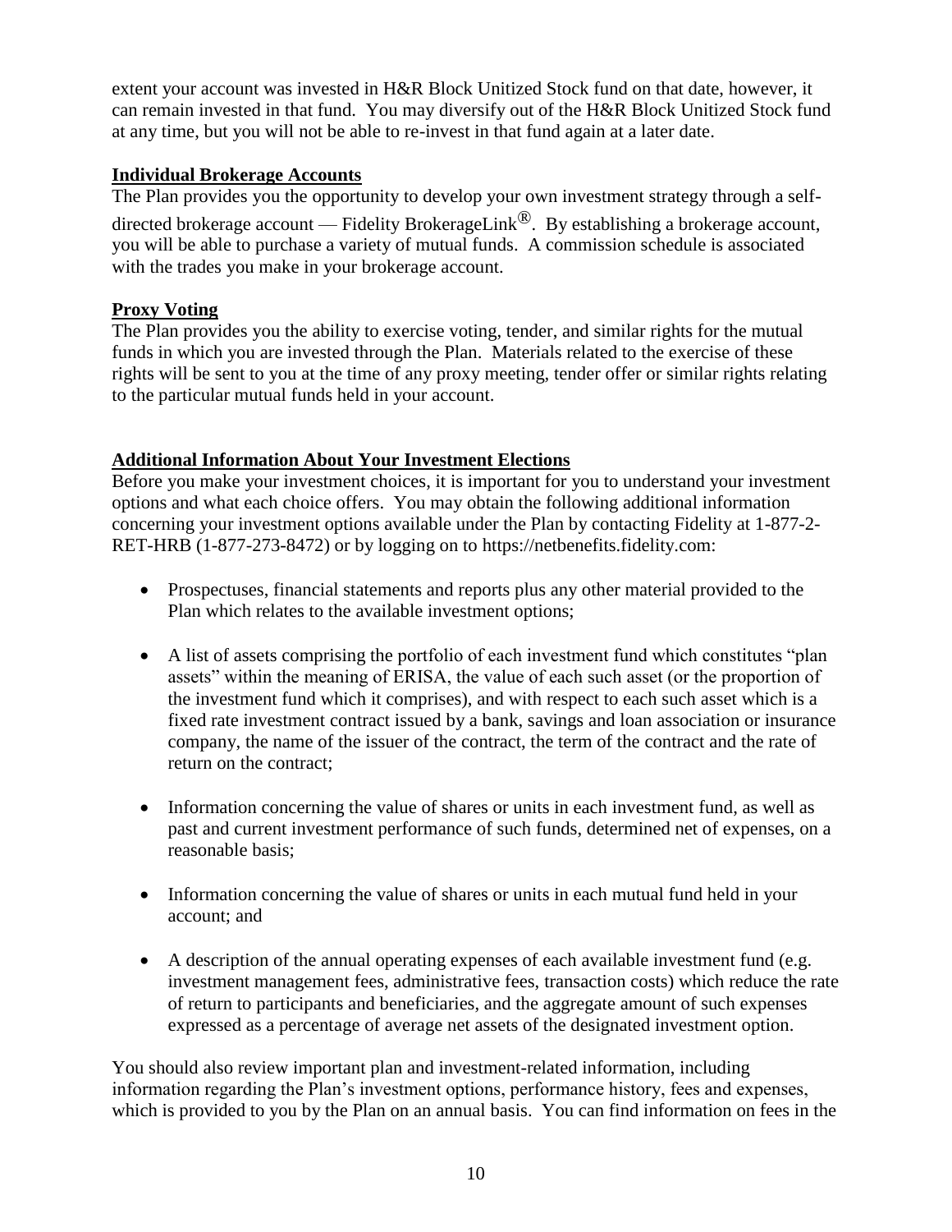extent your account was invested in H&R Block Unitized Stock fund on that date, however, it can remain invested in that fund. You may diversify out of the H&R Block Unitized Stock fund at any time, but you will not be able to re-invest in that fund again at a later date.

**Individual Brokerage Accounts**

The Plan provides you the opportunity to develop your own investment strategy through a self-directed brokerage account — Fidelity BrokerageLink®. By establishing a brokerage account, you will be able to purchase a variety of mutual funds. A commission schedule is associated with the trades you make in your brokerage account.

**Proxy Voting**

The Plan provides you the ability to exercise voting, tender, and similar rights for the mutual funds in which you are invested through the Plan. Materials related to the exercise of these rights will be sent to you at the time of any proxy meeting, tender offer or similar rights relating to the particular mutual funds held in your account.

**Additional Information About Your Investment Elections**

Before you make your investment choices, it is important for you to understand your investment options and what each choice offers. You may obtain the following additional information concerning your investment options available under the Plan by contacting Fidelity at 1-877-2-RET-HRB (1-877-273-8472) or by logging on to https://netbenefits.fidelity.com:

- Prospectuses, financial statements and reports plus any other material provided to the Plan which relates to the available investment options;

- A list of assets comprising the portfolio of each investment fund which constitutes "plan assets" within the meaning of ERISA, the value of each such asset (or the proportion of the investment fund which it comprises), and with respect to each such asset which is a fixed rate investment contract issued by a bank, savings and loan association or insurance company, the name of the issuer of the contract, the term of the contract and the rate of return on the contract;

- Information concerning the value of shares or units in each investment fund, as well as past and current investment performance of such funds, determined net of expenses, on a reasonable basis;

- Information concerning the value of shares or units in each mutual fund held in your account; and

- A description of the annual operating expenses of each available investment fund (e.g. investment management fees, administrative fees, transaction costs) which reduce the rate of return to participants and beneficiaries, and the aggregate amount of such expenses expressed as a percentage of average net assets of the designated investment option.

You should also review important plan and investment-related information, including information regarding the Plan's investment options, performance history, fees and expenses, which is provided to you by the Plan on an annual basis. You can find information on fees in the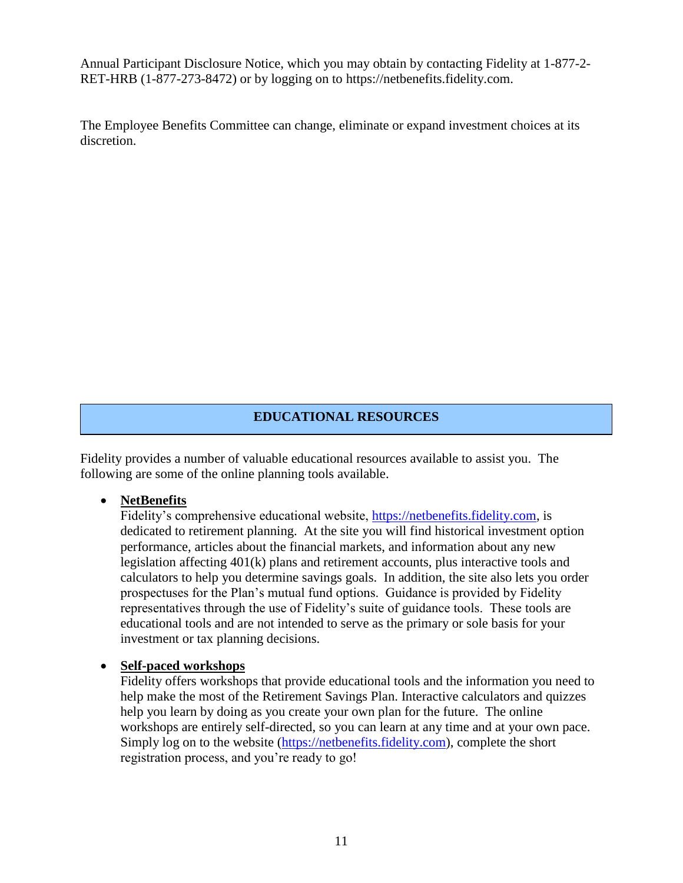Annual Participant Disclosure Notice, which you may obtain by contacting Fidelity at 1-877-2-RET-HRB (1-877-273-8472) or by logging on to https://netbenefits.fidelity.com.

The Employee Benefits Committee can change, eliminate or expand investment choices at its discretion.

## EDUCATIONAL RESOURCES

Fidelity provides a number of valuable educational resources available to assist you. The following are some of the online planning tools available.

- **NetBenefits**
  Fidelity's comprehensive educational website, https://netbenefits.fidelity.com, is dedicated to retirement planning. At the site you will find historical investment option performance, articles about the financial markets, and information about any new legislation affecting 401(k) plans and retirement accounts, plus interactive tools and calculators to help you determine savings goals. In addition, the site also lets you order prospectuses for the Plan's mutual fund options. Guidance is provided by Fidelity representatives through the use of Fidelity's suite of guidance tools. These tools are educational tools and are not intended to serve as the primary or sole basis for your investment or tax planning decisions.

- **Self-paced workshops**
  Fidelity offers workshops that provide educational tools and the information you need to help make the most of the Retirement Savings Plan. Interactive calculators and quizzes help you learn by doing as you create your own plan for the future. The online workshops are entirely self-directed, so you can learn at any time and at your own pace. Simply log on to the website (https://netbenefits.fidelity.com), complete the short registration process, and you're ready to go!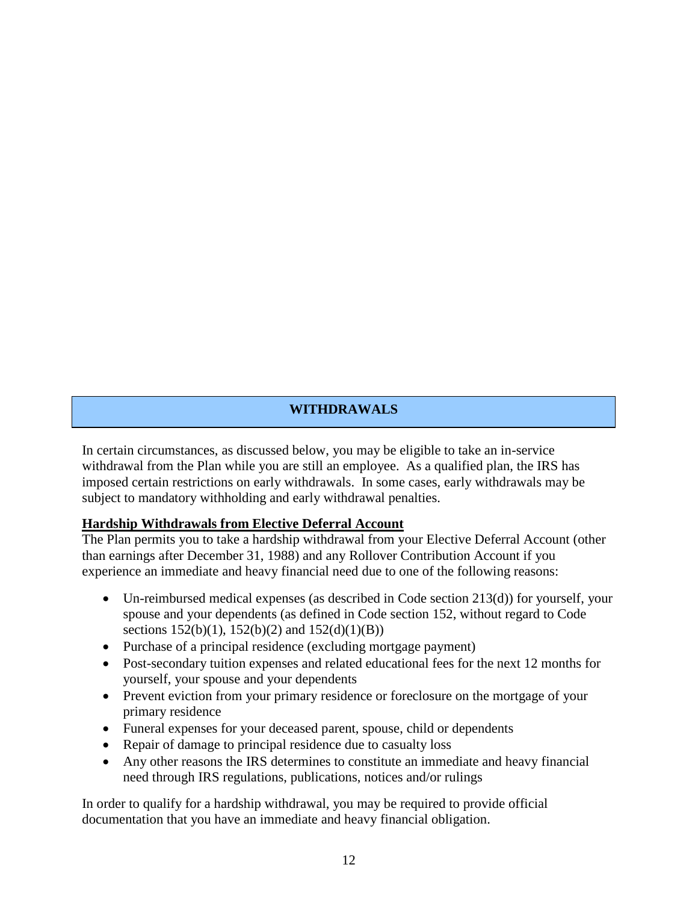## WITHDRAWALS

In certain circumstances, as discussed below, you may be eligible to take an in-service withdrawal from the Plan while you are still an employee. As a qualified plan, the IRS has imposed certain restrictions on early withdrawals. In some cases, early withdrawals may be subject to mandatory withholding and early withdrawal penalties.

### Hardship Withdrawals from Elective Deferral Account

The Plan permits you to take a hardship withdrawal from your Elective Deferral Account (other than earnings after December 31, 1988) and any Rollover Contribution Account if you experience an immediate and heavy financial need due to one of the following reasons:

- Un-reimbursed medical expenses (as described in Code section 213(d)) for yourself, your spouse and your dependents (as defined in Code section 152, without regard to Code sections 152(b)(1), 152(b)(2) and 152(d)(1)(B))
- Purchase of a principal residence (excluding mortgage payment)
- Post-secondary tuition expenses and related educational fees for the next 12 months for yourself, your spouse and your dependents
- Prevent eviction from your primary residence or foreclosure on the mortgage of your primary residence
- Funeral expenses for your deceased parent, spouse, child or dependents
- Repair of damage to principal residence due to casualty loss
- Any other reasons the IRS determines to constitute an immediate and heavy financial need through IRS regulations, publications, notices and/or rulings

In order to qualify for a hardship withdrawal, you may be required to provide official documentation that you have an immediate and heavy financial obligation.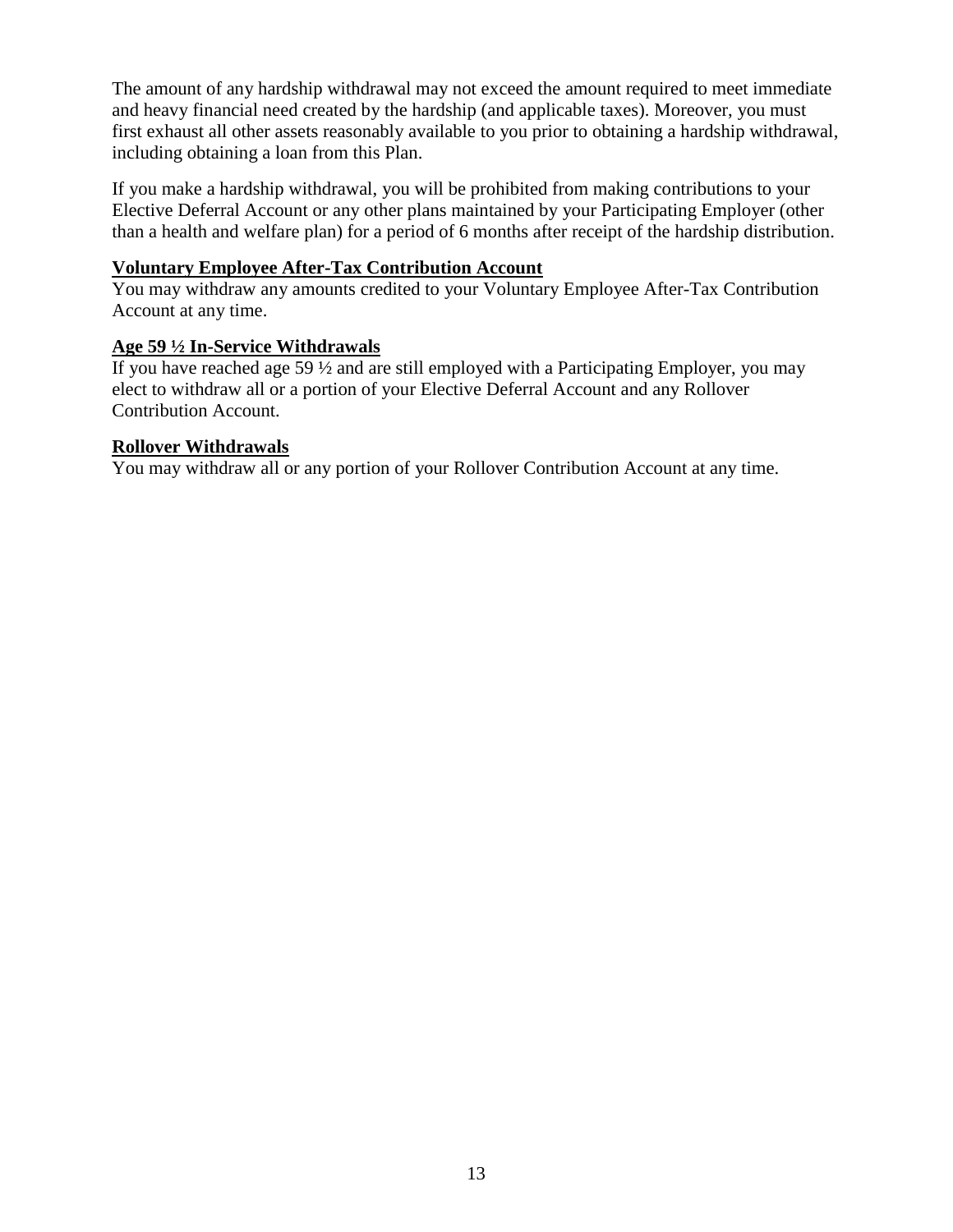The amount of any hardship withdrawal may not exceed the amount required to meet immediate and heavy financial need created by the hardship (and applicable taxes). Moreover, you must first exhaust all other assets reasonably available to you prior to obtaining a hardship withdrawal, including obtaining a loan from this Plan.

If you make a hardship withdrawal, you will be prohibited from making contributions to your Elective Deferral Account or any other plans maintained by your Participating Employer (other than a health and welfare plan) for a period of 6 months after receipt of the hardship distribution.

**Voluntary Employee After-Tax Contribution Account**

You may withdraw any amounts credited to your Voluntary Employee After-Tax Contribution Account at any time.

**Age 59 ½ In-Service Withdrawals**

If you have reached age 59 ½ and are still employed with a Participating Employer, you may elect to withdraw all or a portion of your Elective Deferral Account and any Rollover Contribution Account.

**Rollover Withdrawals**

You may withdraw all or any portion of your Rollover Contribution Account at any time.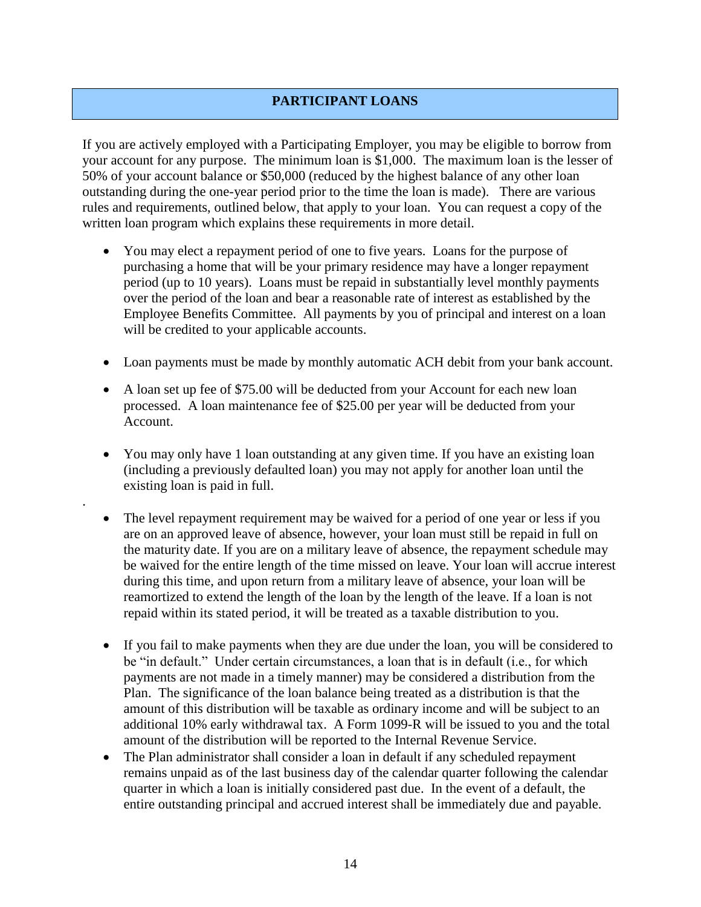## PARTICIPANT LOANS

If you are actively employed with a Participating Employer, you may be eligible to borrow from your account for any purpose. The minimum loan is $1,000. The maximum loan is the lesser of 50% of your account balance or $50,000 (reduced by the highest balance of any other loan outstanding during the one-year period prior to the time the loan is made). There are various rules and requirements, outlined below, that apply to your loan. You can request a copy of the written loan program which explains these requirements in more detail.

- You may elect a repayment period of one to five years. Loans for the purpose of purchasing a home that will be your primary residence may have a longer repayment period (up to 10 years). Loans must be repaid in substantially level monthly payments over the period of the loan and bear a reasonable rate of interest as established by the Employee Benefits Committee. All payments by you of principal and interest on a loan will be credited to your applicable accounts.

- Loan payments must be made by monthly automatic ACH debit from your bank account.

- A loan set up fee of $75.00 will be deducted from your Account for each new loan processed. A loan maintenance fee of $25.00 per year will be deducted from your Account.

- You may only have 1 loan outstanding at any given time. If you have an existing loan (including a previously defaulted loan) you may not apply for another loan until the existing loan is paid in full.

- The level repayment requirement may be waived for a period of one year or less if you are on an approved leave of absence, however, your loan must still be repaid in full on the maturity date. If you are on a military leave of absence, the repayment schedule may be waived for the entire length of the time missed on leave. Your loan will accrue interest during this time, and upon return from a military leave of absence, your loan will be reamortized to extend the length of the loan by the length of the leave. If a loan is not repaid within its stated period, it will be treated as a taxable distribution to you.

- If you fail to make payments when they are due under the loan, you will be considered to be "in default." Under certain circumstances, a loan that is in default (i.e., for which payments are not made in a timely manner) may be considered a distribution from the Plan. The significance of the loan balance being treated as a distribution is that the amount of this distribution will be taxable as ordinary income and will be subject to an additional 10% early withdrawal tax. A Form 1099-R will be issued to you and the total amount of the distribution will be reported to the Internal Revenue Service.
- The Plan administrator shall consider a loan in default if any scheduled repayment remains unpaid as of the last business day of the calendar quarter following the calendar quarter in which a loan is initially considered past due. In the event of a default, the entire outstanding principal and accrued interest shall be immediately due and payable.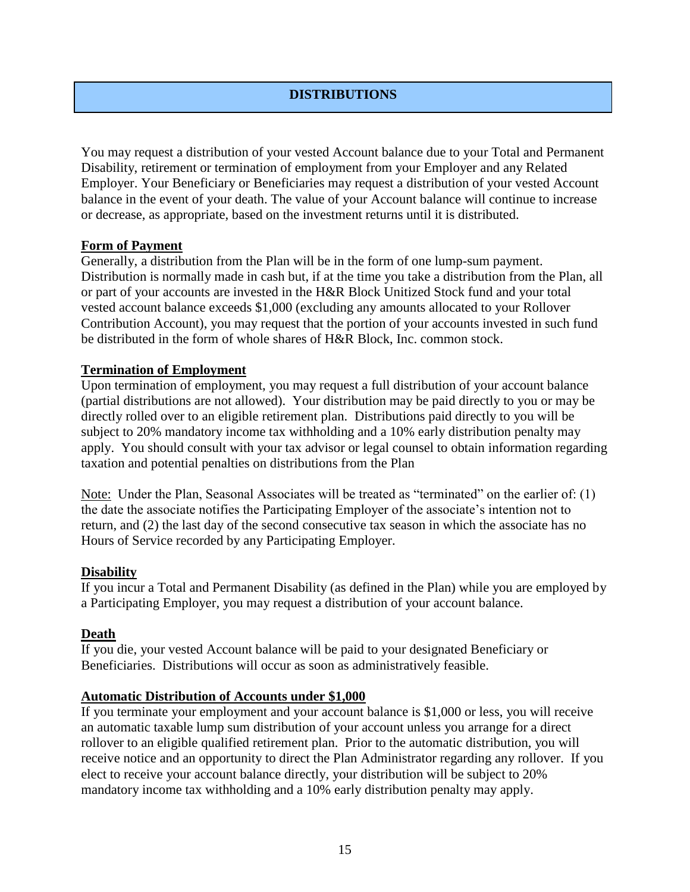## DISTRIBUTIONS

You may request a distribution of your vested Account balance due to your Total and Permanent Disability, retirement or termination of employment from your Employer and any Related Employer. Your Beneficiary or Beneficiaries may request a distribution of your vested Account balance in the event of your death. The value of your Account balance will continue to increase or decrease, as appropriate, based on the investment returns until it is distributed.

**Form of Payment**

Generally, a distribution from the Plan will be in the form of one lump-sum payment. Distribution is normally made in cash but, if at the time you take a distribution from the Plan, all or part of your accounts are invested in the H&R Block Unitized Stock fund and your total vested account balance exceeds $1,000 (excluding any amounts allocated to your Rollover Contribution Account), you may request that the portion of your accounts invested in such fund be distributed in the form of whole shares of H&R Block, Inc. common stock.

**Termination of Employment**

Upon termination of employment, you may request a full distribution of your account balance (partial distributions are not allowed). Your distribution may be paid directly to you or may be directly rolled over to an eligible retirement plan. Distributions paid directly to you will be subject to 20% mandatory income tax withholding and a 10% early distribution penalty may apply. You should consult with your tax advisor or legal counsel to obtain information regarding taxation and potential penalties on distributions from the Plan

Note: Under the Plan, Seasonal Associates will be treated as "terminated" on the earlier of: (1) the date the associate notifies the Participating Employer of the associate's intention not to return, and (2) the last day of the second consecutive tax season in which the associate has no Hours of Service recorded by any Participating Employer.

**Disability**

If you incur a Total and Permanent Disability (as defined in the Plan) while you are employed by a Participating Employer, you may request a distribution of your account balance.

**Death**

If you die, your vested Account balance will be paid to your designated Beneficiary or Beneficiaries. Distributions will occur as soon as administratively feasible.

**Automatic Distribution of Accounts under $1,000**

If you terminate your employment and your account balance is $1,000 or less, you will receive an automatic taxable lump sum distribution of your account unless you arrange for a direct rollover to an eligible qualified retirement plan. Prior to the automatic distribution, you will receive notice and an opportunity to direct the Plan Administrator regarding any rollover. If you elect to receive your account balance directly, your distribution will be subject to 20% mandatory income tax withholding and a 10% early distribution penalty may apply.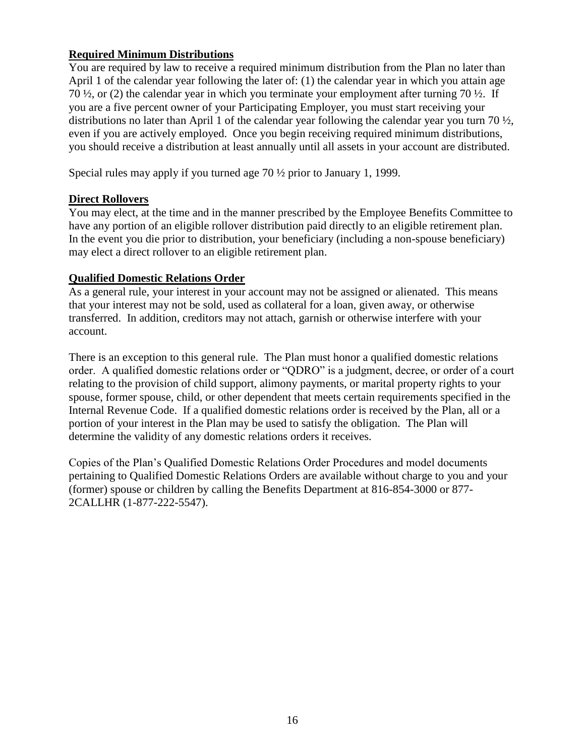## Required Minimum Distributions

You are required by law to receive a required minimum distribution from the Plan no later than April 1 of the calendar year following the later of: (1) the calendar year in which you attain age 70 ½, or (2) the calendar year in which you terminate your employment after turning 70 ½. If you are a five percent owner of your Participating Employer, you must start receiving your distributions no later than April 1 of the calendar year following the calendar year you turn 70 ½, even if you are actively employed. Once you begin receiving required minimum distributions, you should receive a distribution at least annually until all assets in your account are distributed.

Special rules may apply if you turned age 70 ½ prior to January 1, 1999.

## Direct Rollovers

You may elect, at the time and in the manner prescribed by the Employee Benefits Committee to have any portion of an eligible rollover distribution paid directly to an eligible retirement plan. In the event you die prior to distribution, your beneficiary (including a non-spouse beneficiary) may elect a direct rollover to an eligible retirement plan.

## Qualified Domestic Relations Order

As a general rule, your interest in your account may not be assigned or alienated. This means that your interest may not be sold, used as collateral for a loan, given away, or otherwise transferred. In addition, creditors may not attach, garnish or otherwise interfere with your account.

There is an exception to this general rule. The Plan must honor a qualified domestic relations order. A qualified domestic relations order or "QDRO" is a judgment, decree, or order of a court relating to the provision of child support, alimony payments, or marital property rights to your spouse, former spouse, child, or other dependent that meets certain requirements specified in the Internal Revenue Code. If a qualified domestic relations order is received by the Plan, all or a portion of your interest in the Plan may be used to satisfy the obligation. The Plan will determine the validity of any domestic relations orders it receives.

Copies of the Plan's Qualified Domestic Relations Order Procedures and model documents pertaining to Qualified Domestic Relations Orders are available without charge to you and your (former) spouse or children by calling the Benefits Department at 816-854-3000 or 877-2CALLHR (1-877-222-5547).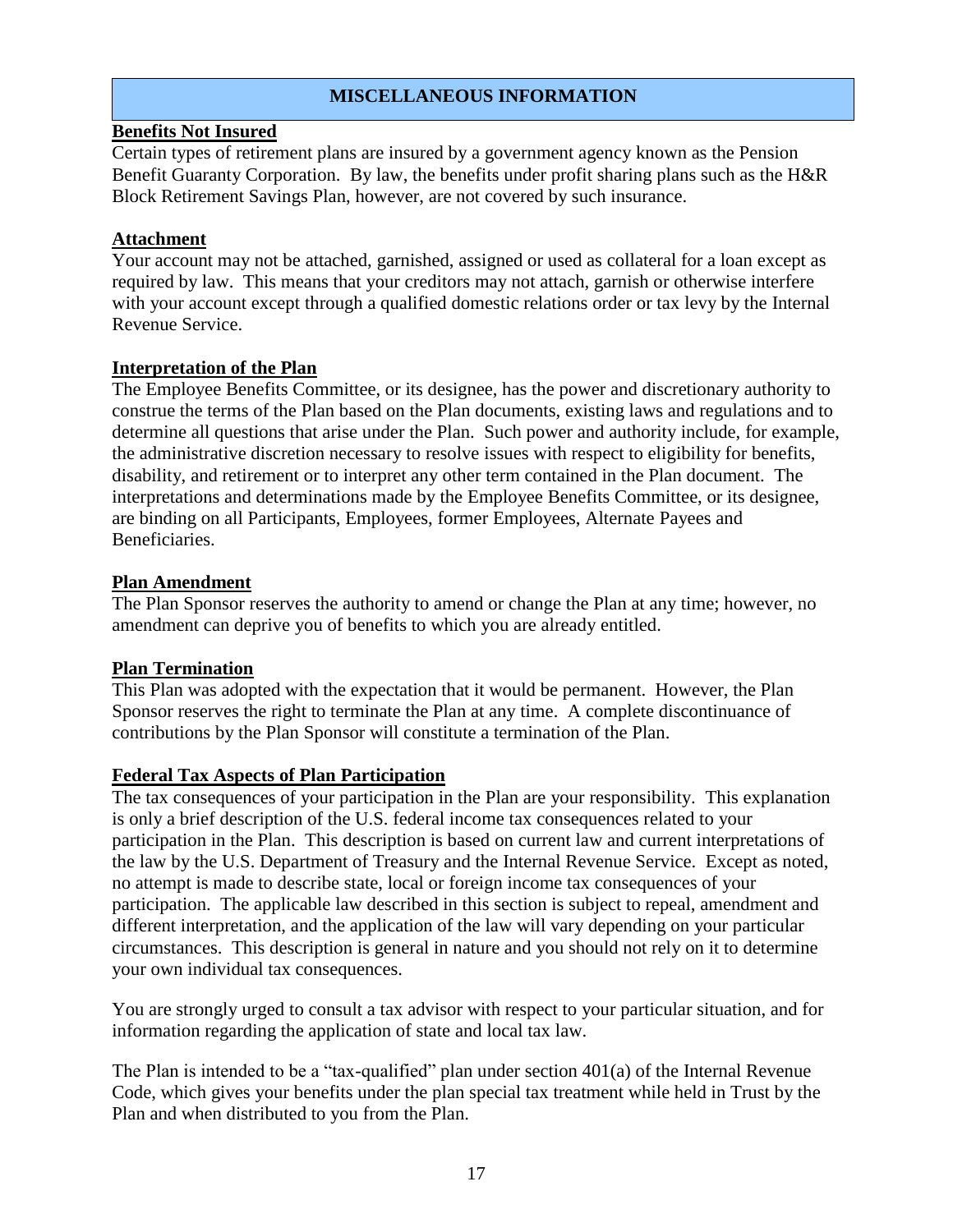## MISCELLANEOUS INFORMATION

**Benefits Not Insured**

Certain types of retirement plans are insured by a government agency known as the Pension Benefit Guaranty Corporation. By law, the benefits under profit sharing plans such as the H&R Block Retirement Savings Plan, however, are not covered by such insurance.

**Attachment**

Your account may not be attached, garnished, assigned or used as collateral for a loan except as required by law. This means that your creditors may not attach, garnish or otherwise interfere with your account except through a qualified domestic relations order or tax levy by the Internal Revenue Service.

**Interpretation of the Plan**

The Employee Benefits Committee, or its designee, has the power and discretionary authority to construe the terms of the Plan based on the Plan documents, existing laws and regulations and to determine all questions that arise under the Plan. Such power and authority include, for example, the administrative discretion necessary to resolve issues with respect to eligibility for benefits, disability, and retirement or to interpret any other term contained in the Plan document. The interpretations and determinations made by the Employee Benefits Committee, or its designee, are binding on all Participants, Employees, former Employees, Alternate Payees and Beneficiaries.

**Plan Amendment**

The Plan Sponsor reserves the authority to amend or change the Plan at any time; however, no amendment can deprive you of benefits to which you are already entitled.

**Plan Termination**

This Plan was adopted with the expectation that it would be permanent. However, the Plan Sponsor reserves the right to terminate the Plan at any time. A complete discontinuance of contributions by the Plan Sponsor will constitute a termination of the Plan.

**Federal Tax Aspects of Plan Participation**

The tax consequences of your participation in the Plan are your responsibility. This explanation is only a brief description of the U.S. federal income tax consequences related to your participation in the Plan. This description is based on current law and current interpretations of the law by the U.S. Department of Treasury and the Internal Revenue Service. Except as noted, no attempt is made to describe state, local or foreign income tax consequences of your participation. The applicable law described in this section is subject to repeal, amendment and different interpretation, and the application of the law will vary depending on your particular circumstances. This description is general in nature and you should not rely on it to determine your own individual tax consequences.

You are strongly urged to consult a tax advisor with respect to your particular situation, and for information regarding the application of state and local tax law.

The Plan is intended to be a "tax-qualified" plan under section 401(a) of the Internal Revenue Code, which gives your benefits under the plan special tax treatment while held in Trust by the Plan and when distributed to you from the Plan.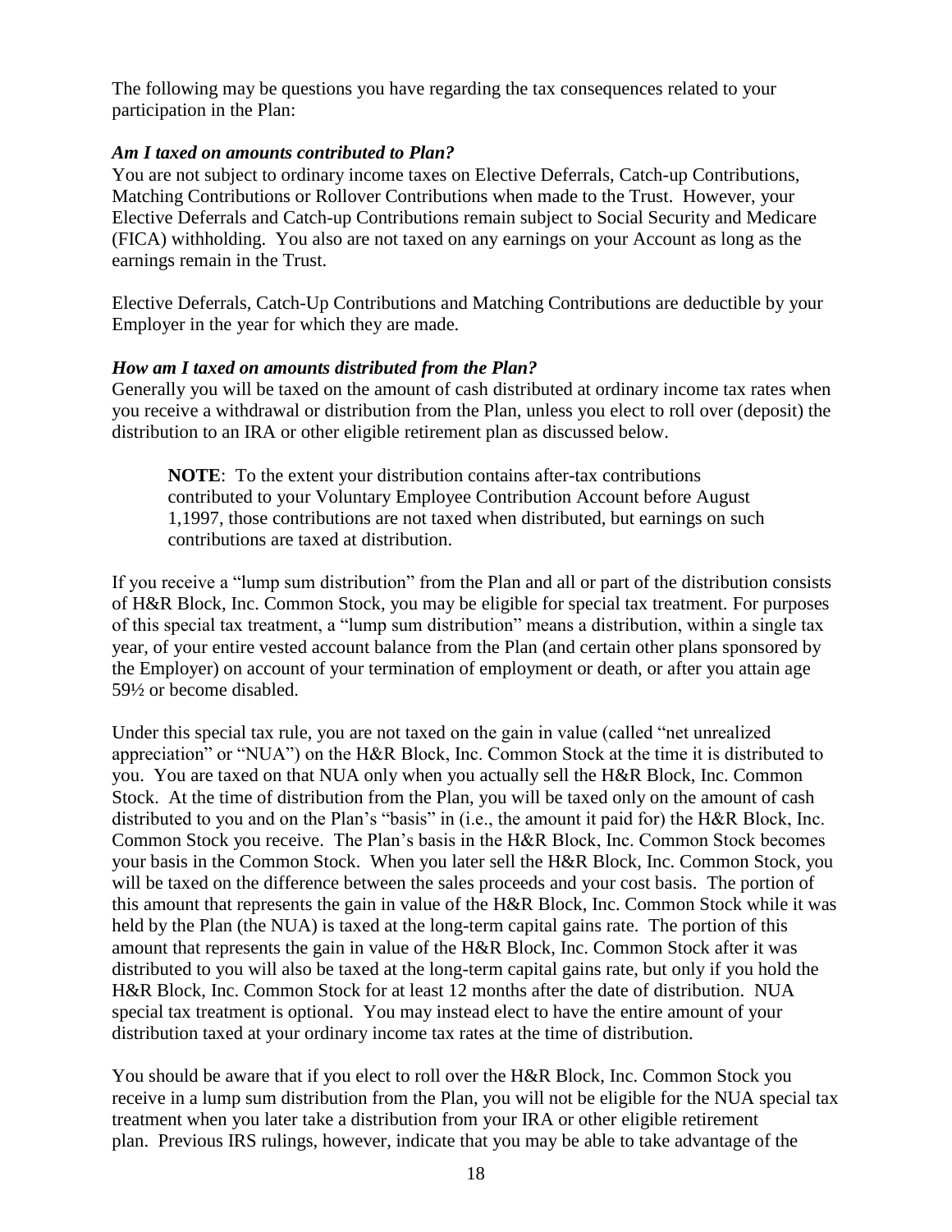The following may be questions you have regarding the tax consequences related to your participation in the Plan:

***Am I taxed on amounts contributed to Plan?***

You are not subject to ordinary income taxes on Elective Deferrals, Catch-up Contributions, Matching Contributions or Rollover Contributions when made to the Trust. However, your Elective Deferrals and Catch-up Contributions remain subject to Social Security and Medicare (FICA) withholding. You also are not taxed on any earnings on your Account as long as the earnings remain in the Trust.

Elective Deferrals, Catch-Up Contributions and Matching Contributions are deductible by your Employer in the year for which they are made.

***How am I taxed on amounts distributed from the Plan?***

Generally you will be taxed on the amount of cash distributed at ordinary income tax rates when you receive a withdrawal or distribution from the Plan, unless you elect to roll over (deposit) the distribution to an IRA or other eligible retirement plan as discussed below.

> **NOTE**: To the extent your distribution contains after-tax contributions contributed to your Voluntary Employee Contribution Account before August 1,1997, those contributions are not taxed when distributed, but earnings on such contributions are taxed at distribution.

If you receive a "lump sum distribution" from the Plan and all or part of the distribution consists of H&R Block, Inc. Common Stock, you may be eligible for special tax treatment. For purposes of this special tax treatment, a "lump sum distribution" means a distribution, within a single tax year, of your entire vested account balance from the Plan (and certain other plans sponsored by the Employer) on account of your termination of employment or death, or after you attain age 59½ or become disabled.

Under this special tax rule, you are not taxed on the gain in value (called "net unrealized appreciation" or "NUA") on the H&R Block, Inc. Common Stock at the time it is distributed to you. You are taxed on that NUA only when you actually sell the H&R Block, Inc. Common Stock. At the time of distribution from the Plan, you will be taxed only on the amount of cash distributed to you and on the Plan's "basis" in (i.e., the amount it paid for) the H&R Block, Inc. Common Stock you receive. The Plan's basis in the H&R Block, Inc. Common Stock becomes your basis in the Common Stock. When you later sell the H&R Block, Inc. Common Stock, you will be taxed on the difference between the sales proceeds and your cost basis. The portion of this amount that represents the gain in value of the H&R Block, Inc. Common Stock while it was held by the Plan (the NUA) is taxed at the long-term capital gains rate. The portion of this amount that represents the gain in value of the H&R Block, Inc. Common Stock after it was distributed to you will also be taxed at the long-term capital gains rate, but only if you hold the H&R Block, Inc. Common Stock for at least 12 months after the date of distribution. NUA special tax treatment is optional. You may instead elect to have the entire amount of your distribution taxed at your ordinary income tax rates at the time of distribution.

You should be aware that if you elect to roll over the H&R Block, Inc. Common Stock you receive in a lump sum distribution from the Plan, you will not be eligible for the NUA special tax treatment when you later take a distribution from your IRA or other eligible retirement plan. Previous IRS rulings, however, indicate that you may be able to take advantage of the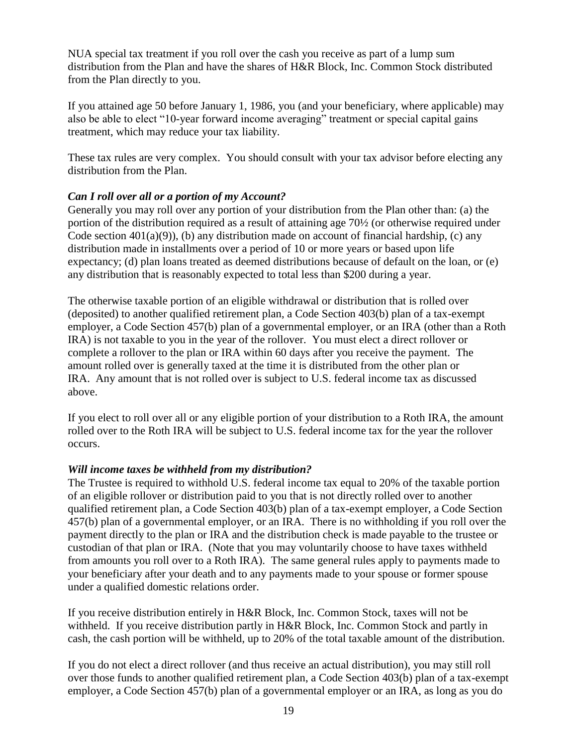NUA special tax treatment if you roll over the cash you receive as part of a lump sum distribution from the Plan and have the shares of H&R Block, Inc. Common Stock distributed from the Plan directly to you.

If you attained age 50 before January 1, 1986, you (and your beneficiary, where applicable) may also be able to elect "10-year forward income averaging" treatment or special capital gains treatment, which may reduce your tax liability.

These tax rules are very complex. You should consult with your tax advisor before electing any distribution from the Plan.

***Can I roll over all or a portion of my Account?***

Generally you may roll over any portion of your distribution from the Plan other than: (a) the portion of the distribution required as a result of attaining age 70½ (or otherwise required under Code section 401(a)(9)), (b) any distribution made on account of financial hardship, (c) any distribution made in installments over a period of 10 or more years or based upon life expectancy; (d) plan loans treated as deemed distributions because of default on the loan, or (e) any distribution that is reasonably expected to total less than $200 during a year.

The otherwise taxable portion of an eligible withdrawal or distribution that is rolled over (deposited) to another qualified retirement plan, a Code Section 403(b) plan of a tax-exempt employer, a Code Section 457(b) plan of a governmental employer, or an IRA (other than a Roth IRA) is not taxable to you in the year of the rollover. You must elect a direct rollover or complete a rollover to the plan or IRA within 60 days after you receive the payment. The amount rolled over is generally taxed at the time it is distributed from the other plan or IRA. Any amount that is not rolled over is subject to U.S. federal income tax as discussed above.

If you elect to roll over all or any eligible portion of your distribution to a Roth IRA, the amount rolled over to the Roth IRA will be subject to U.S. federal income tax for the year the rollover occurs.

***Will income taxes be withheld from my distribution?***

The Trustee is required to withhold U.S. federal income tax equal to 20% of the taxable portion of an eligible rollover or distribution paid to you that is not directly rolled over to another qualified retirement plan, a Code Section 403(b) plan of a tax-exempt employer, a Code Section 457(b) plan of a governmental employer, or an IRA. There is no withholding if you roll over the payment directly to the plan or IRA and the distribution check is made payable to the trustee or custodian of that plan or IRA. (Note that you may voluntarily choose to have taxes withheld from amounts you roll over to a Roth IRA). The same general rules apply to payments made to your beneficiary after your death and to any payments made to your spouse or former spouse under a qualified domestic relations order.

If you receive distribution entirely in H&R Block, Inc. Common Stock, taxes will not be withheld. If you receive distribution partly in H&R Block, Inc. Common Stock and partly in cash, the cash portion will be withheld, up to 20% of the total taxable amount of the distribution.

If you do not elect a direct rollover (and thus receive an actual distribution), you may still roll over those funds to another qualified retirement plan, a Code Section 403(b) plan of a tax-exempt employer, a Code Section 457(b) plan of a governmental employer or an IRA, as long as you do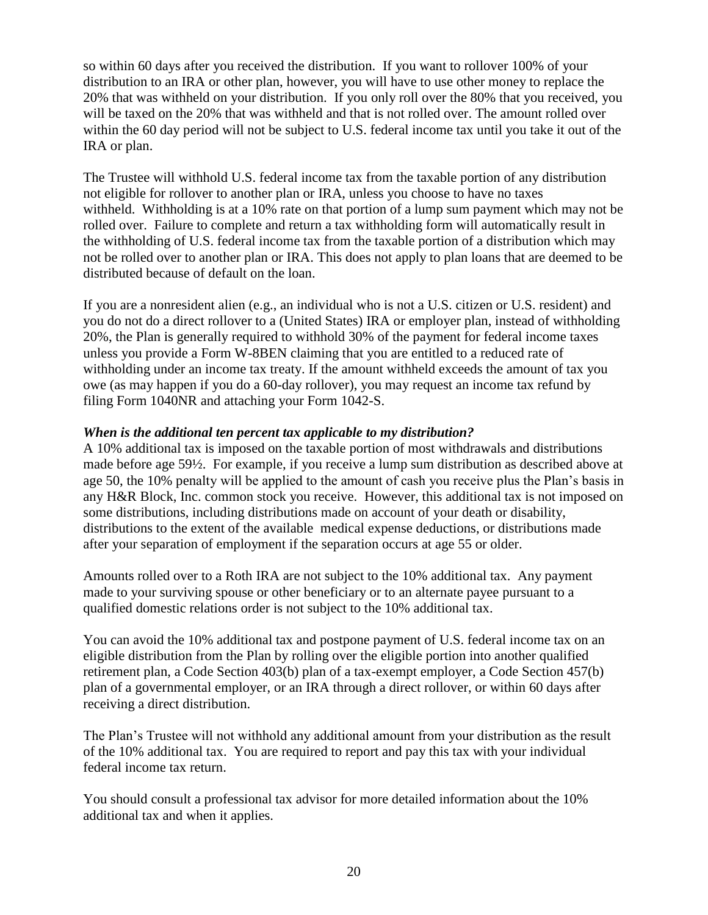so within 60 days after you received the distribution. If you want to rollover 100% of your distribution to an IRA or other plan, however, you will have to use other money to replace the 20% that was withheld on your distribution. If you only roll over the 80% that you received, you will be taxed on the 20% that was withheld and that is not rolled over. The amount rolled over within the 60 day period will not be subject to U.S. federal income tax until you take it out of the IRA or plan.

The Trustee will withhold U.S. federal income tax from the taxable portion of any distribution not eligible for rollover to another plan or IRA, unless you choose to have no taxes withheld. Withholding is at a 10% rate on that portion of a lump sum payment which may not be rolled over. Failure to complete and return a tax withholding form will automatically result in the withholding of U.S. federal income tax from the taxable portion of a distribution which may not be rolled over to another plan or IRA. This does not apply to plan loans that are deemed to be distributed because of default on the loan.

If you are a nonresident alien (e.g., an individual who is not a U.S. citizen or U.S. resident) and you do not do a direct rollover to a (United States) IRA or employer plan, instead of withholding 20%, the Plan is generally required to withhold 30% of the payment for federal income taxes unless you provide a Form W-8BEN claiming that you are entitled to a reduced rate of withholding under an income tax treaty. If the amount withheld exceeds the amount of tax you owe (as may happen if you do a 60-day rollover), you may request an income tax refund by filing Form 1040NR and attaching your Form 1042-S.

***When is the additional ten percent tax applicable to my distribution?***

A 10% additional tax is imposed on the taxable portion of most withdrawals and distributions made before age 59½. For example, if you receive a lump sum distribution as described above at age 50, the 10% penalty will be applied to the amount of cash you receive plus the Plan's basis in any H&R Block, Inc. common stock you receive. However, this additional tax is not imposed on some distributions, including distributions made on account of your death or disability, distributions to the extent of the available medical expense deductions, or distributions made after your separation of employment if the separation occurs at age 55 or older.

Amounts rolled over to a Roth IRA are not subject to the 10% additional tax. Any payment made to your surviving spouse or other beneficiary or to an alternate payee pursuant to a qualified domestic relations order is not subject to the 10% additional tax.

You can avoid the 10% additional tax and postpone payment of U.S. federal income tax on an eligible distribution from the Plan by rolling over the eligible portion into another qualified retirement plan, a Code Section 403(b) plan of a tax-exempt employer, a Code Section 457(b) plan of a governmental employer, or an IRA through a direct rollover, or within 60 days after receiving a direct distribution.

The Plan's Trustee will not withhold any additional amount from your distribution as the result of the 10% additional tax. You are required to report and pay this tax with your individual federal income tax return.

You should consult a professional tax advisor for more detailed information about the 10% additional tax and when it applies.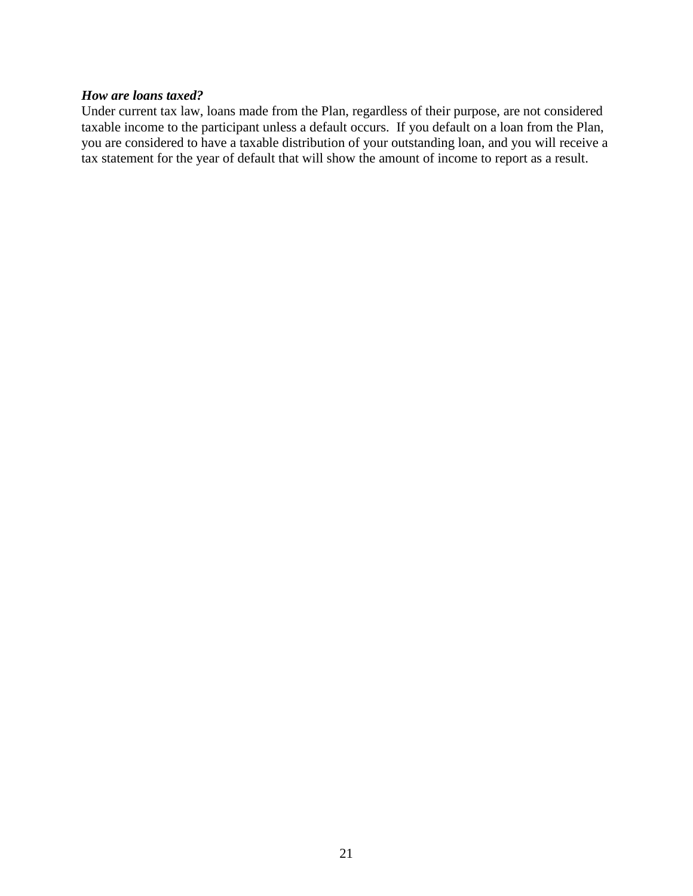***How are loans taxed?***

Under current tax law, loans made from the Plan, regardless of their purpose, are not considered taxable income to the participant unless a default occurs. If you default on a loan from the Plan, you are considered to have a taxable distribution of your outstanding loan, and you will receive a tax statement for the year of default that will show the amount of income to report as a result.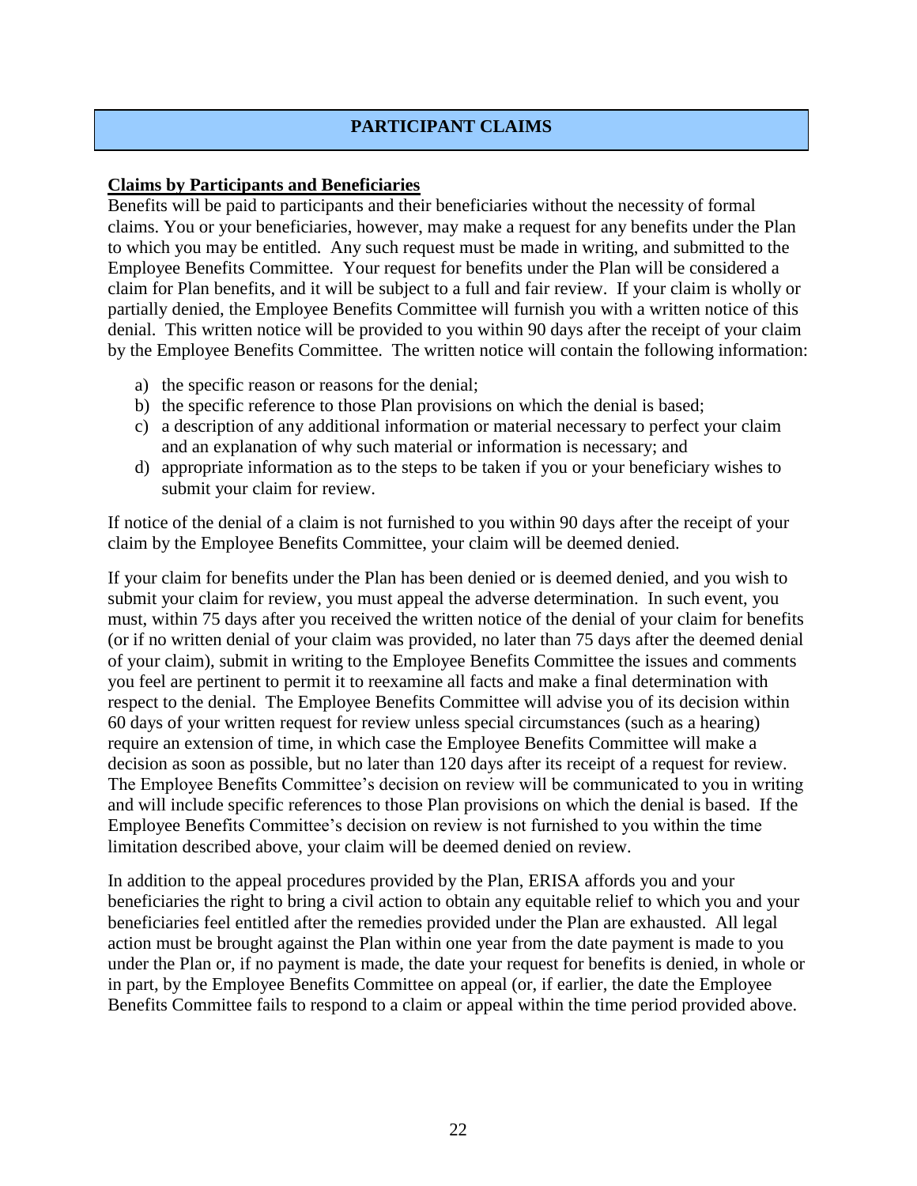# PARTICIPANT CLAIMS

**Claims by Participants and Beneficiaries**

Benefits will be paid to participants and their beneficiaries without the necessity of formal claims. You or your beneficiaries, however, may make a request for any benefits under the Plan to which you may be entitled. Any such request must be made in writing, and submitted to the Employee Benefits Committee. Your request for benefits under the Plan will be considered a claim for Plan benefits, and it will be subject to a full and fair review. If your claim is wholly or partially denied, the Employee Benefits Committee will furnish you with a written notice of this denial. This written notice will be provided to you within 90 days after the receipt of your claim by the Employee Benefits Committee. The written notice will contain the following information:

a) the specific reason or reasons for the denial;
b) the specific reference to those Plan provisions on which the denial is based;
c) a description of any additional information or material necessary to perfect your claim and an explanation of why such material or information is necessary; and
d) appropriate information as to the steps to be taken if you or your beneficiary wishes to submit your claim for review.

If notice of the denial of a claim is not furnished to you within 90 days after the receipt of your claim by the Employee Benefits Committee, your claim will be deemed denied.

If your claim for benefits under the Plan has been denied or is deemed denied, and you wish to submit your claim for review, you must appeal the adverse determination. In such event, you must, within 75 days after you received the written notice of the denial of your claim for benefits (or if no written denial of your claim was provided, no later than 75 days after the deemed denial of your claim), submit in writing to the Employee Benefits Committee the issues and comments you feel are pertinent to permit it to reexamine all facts and make a final determination with respect to the denial. The Employee Benefits Committee will advise you of its decision within 60 days of your written request for review unless special circumstances (such as a hearing) require an extension of time, in which case the Employee Benefits Committee will make a decision as soon as possible, but no later than 120 days after its receipt of a request for review. The Employee Benefits Committee's decision on review will be communicated to you in writing and will include specific references to those Plan provisions on which the denial is based. If the Employee Benefits Committee's decision on review is not furnished to you within the time limitation described above, your claim will be deemed denied on review.

In addition to the appeal procedures provided by the Plan, ERISA affords you and your beneficiaries the right to bring a civil action to obtain any equitable relief to which you and your beneficiaries feel entitled after the remedies provided under the Plan are exhausted. All legal action must be brought against the Plan within one year from the date payment is made to you under the Plan or, if no payment is made, the date your request for benefits is denied, in whole or in part, by the Employee Benefits Committee on appeal (or, if earlier, the date the Employee Benefits Committee fails to respond to a claim or appeal within the time period provided above.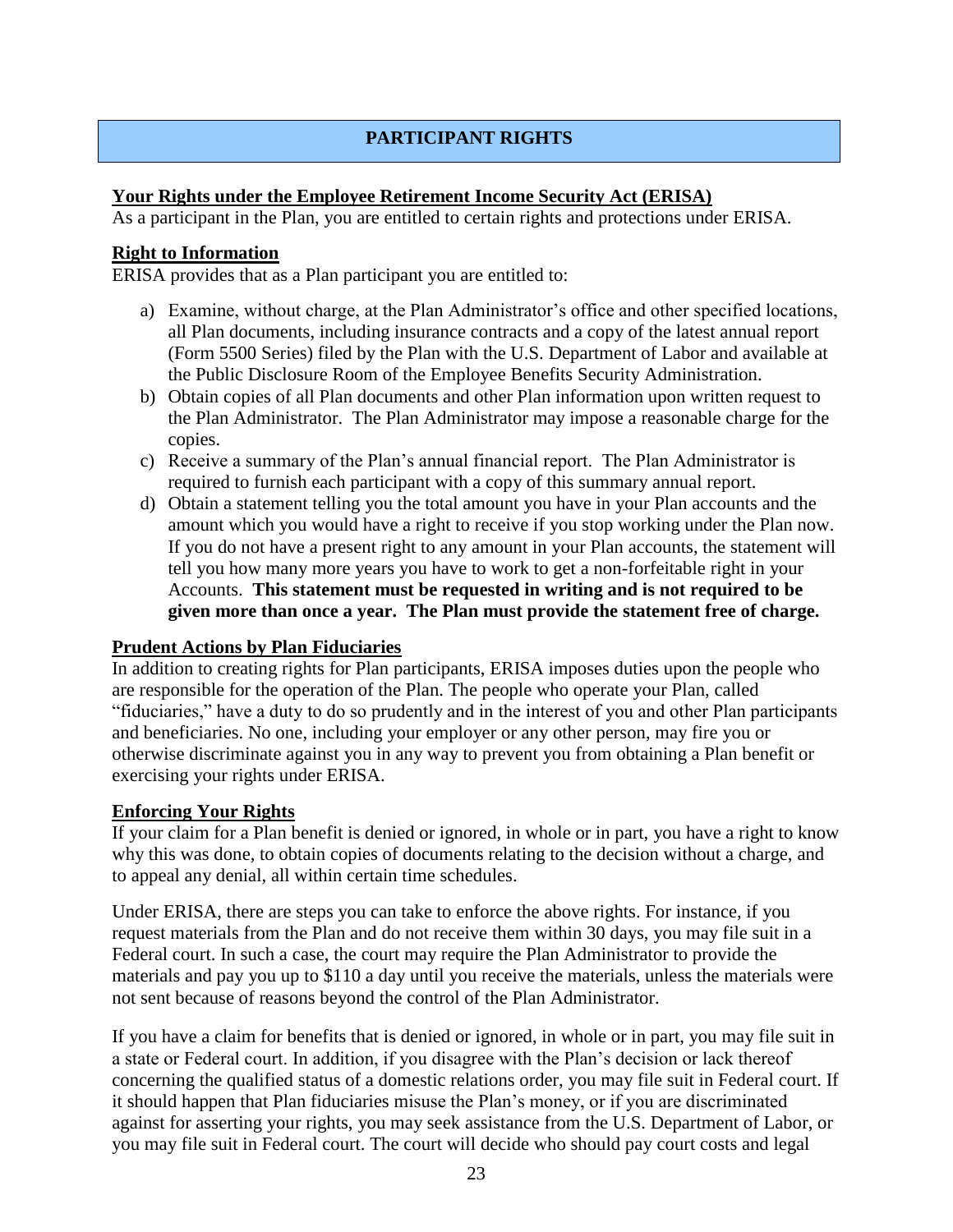## PARTICIPANT RIGHTS

**Your Rights under the Employee Retirement Income Security Act (ERISA)**

As a participant in the Plan, you are entitled to certain rights and protections under ERISA.

**Right to Information**

ERISA provides that as a Plan participant you are entitled to:

a) Examine, without charge, at the Plan Administrator's office and other specified locations, all Plan documents, including insurance contracts and a copy of the latest annual report (Form 5500 Series) filed by the Plan with the U.S. Department of Labor and available at the Public Disclosure Room of the Employee Benefits Security Administration.
b) Obtain copies of all Plan documents and other Plan information upon written request to the Plan Administrator. The Plan Administrator may impose a reasonable charge for the copies.
c) Receive a summary of the Plan's annual financial report. The Plan Administrator is required to furnish each participant with a copy of this summary annual report.
d) Obtain a statement telling you the total amount you have in your Plan accounts and the amount which you would have a right to receive if you stop working under the Plan now. If you do not have a present right to any amount in your Plan accounts, the statement will tell you how many more years you have to work to get a non-forfeitable right in your Accounts. **This statement must be requested in writing and is not required to be given more than once a year. The Plan must provide the statement free of charge.**

**Prudent Actions by Plan Fiduciaries**

In addition to creating rights for Plan participants, ERISA imposes duties upon the people who are responsible for the operation of the Plan. The people who operate your Plan, called "fiduciaries," have a duty to do so prudently and in the interest of you and other Plan participants and beneficiaries. No one, including your employer or any other person, may fire you or otherwise discriminate against you in any way to prevent you from obtaining a Plan benefit or exercising your rights under ERISA.

**Enforcing Your Rights**

If your claim for a Plan benefit is denied or ignored, in whole or in part, you have a right to know why this was done, to obtain copies of documents relating to the decision without a charge, and to appeal any denial, all within certain time schedules.

Under ERISA, there are steps you can take to enforce the above rights. For instance, if you request materials from the Plan and do not receive them within 30 days, you may file suit in a Federal court. In such a case, the court may require the Plan Administrator to provide the materials and pay you up to $110 a day until you receive the materials, unless the materials were not sent because of reasons beyond the control of the Plan Administrator.

If you have a claim for benefits that is denied or ignored, in whole or in part, you may file suit in a state or Federal court. In addition, if you disagree with the Plan's decision or lack thereof concerning the qualified status of a domestic relations order, you may file suit in Federal court. If it should happen that Plan fiduciaries misuse the Plan's money, or if you are discriminated against for asserting your rights, you may seek assistance from the U.S. Department of Labor, or you may file suit in Federal court. The court will decide who should pay court costs and legal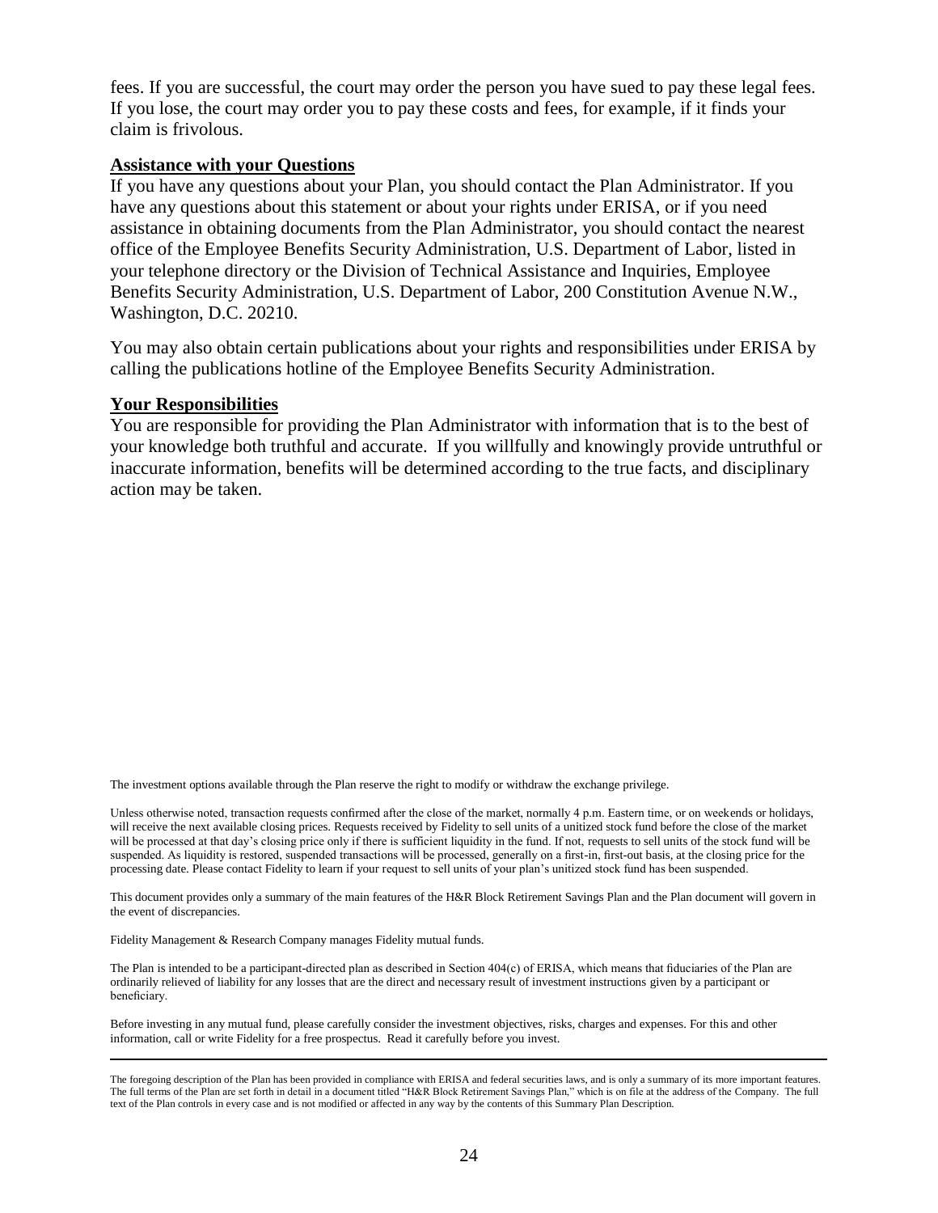fees. If you are successful, the court may order the person you have sued to pay these legal fees. If you lose, the court may order you to pay these costs and fees, for example, if it finds your claim is frivolous.

**Assistance with your Questions**

If you have any questions about your Plan, you should contact the Plan Administrator. If you have any questions about this statement or about your rights under ERISA, or if you need assistance in obtaining documents from the Plan Administrator, you should contact the nearest office of the Employee Benefits Security Administration, U.S. Department of Labor, listed in your telephone directory or the Division of Technical Assistance and Inquiries, Employee Benefits Security Administration, U.S. Department of Labor, 200 Constitution Avenue N.W., Washington, D.C. 20210.

You may also obtain certain publications about your rights and responsibilities under ERISA by calling the publications hotline of the Employee Benefits Security Administration.

**Your Responsibilities**

You are responsible for providing the Plan Administrator with information that is to the best of your knowledge both truthful and accurate. If you willfully and knowingly provide untruthful or inaccurate information, benefits will be determined according to the true facts, and disciplinary action may be taken.

The investment options available through the Plan reserve the right to modify or withdraw the exchange privilege.

Unless otherwise noted, transaction requests confirmed after the close of the market, normally 4 p.m. Eastern time, or on weekends or holidays, will receive the next available closing prices. Requests received by Fidelity to sell units of a unitized stock fund before the close of the market will be processed at that day's closing price only if there is sufficient liquidity in the fund. If not, requests to sell units of the stock fund will be suspended. As liquidity is restored, suspended transactions will be processed, generally on a first-in, first-out basis, at the closing price for the processing date. Please contact Fidelity to learn if your request to sell units of your plan's unitized stock fund has been suspended.

This document provides only a summary of the main features of the H&R Block Retirement Savings Plan and the Plan document will govern in the event of discrepancies.

Fidelity Management & Research Company manages Fidelity mutual funds.

The Plan is intended to be a participant-directed plan as described in Section 404(c) of ERISA, which means that fiduciaries of the Plan are ordinarily relieved of liability for any losses that are the direct and necessary result of investment instructions given by a participant or beneficiary.

Before investing in any mutual fund, please carefully consider the investment objectives, risks, charges and expenses. For this and other information, call or write Fidelity for a free prospectus. Read it carefully before you invest.

---

The foregoing description of the Plan has been provided in compliance with ERISA and federal securities laws, and is only a summary of its more important features. The full terms of the Plan are set forth in detail in a document titled "H&R Block Retirement Savings Plan," which is on file at the address of the Company. The full text of the Plan controls in every case and is not modified or affected in any way by the contents of this Summary Plan Description.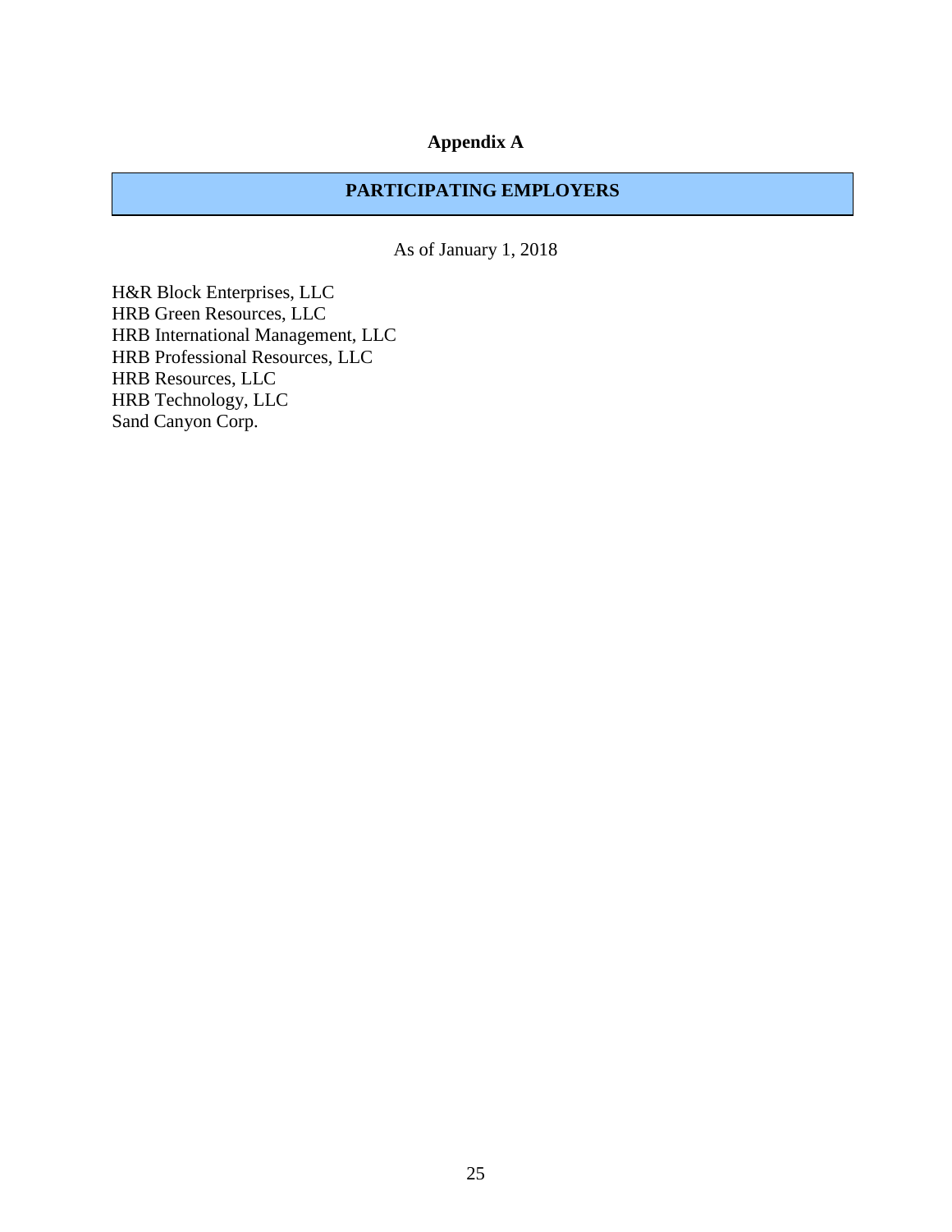# Appendix A

## PARTICIPATING EMPLOYERS

As of January 1, 2018

H&R Block Enterprises, LLC
HRB Green Resources, LLC
HRB International Management, LLC
HRB Professional Resources, LLC
HRB Resources, LLC
HRB Technology, LLC
Sand Canyon Corp.